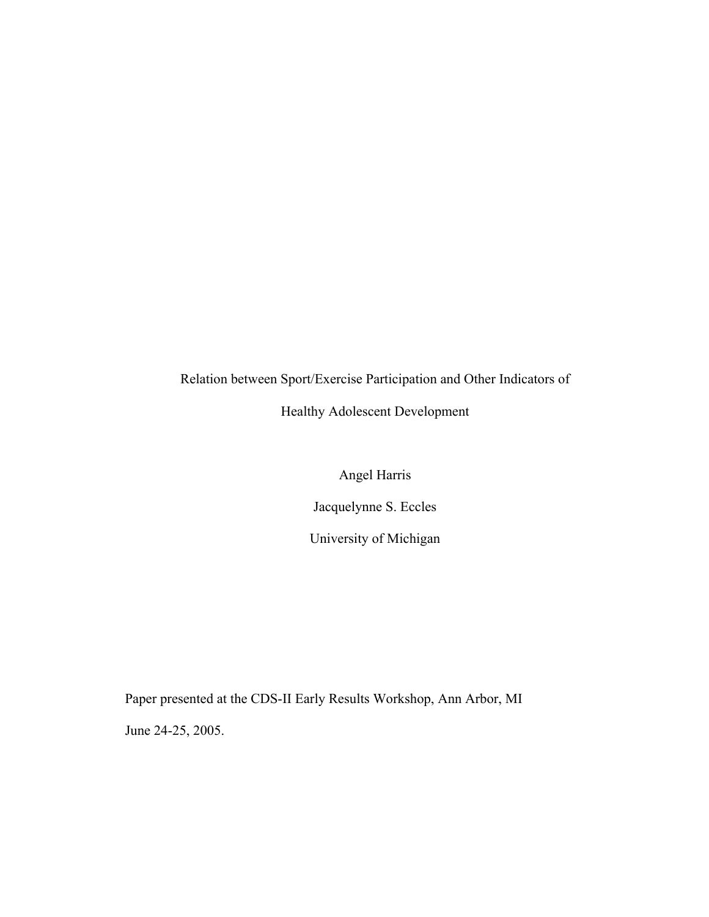# Relation between Sport/Exercise Participation and Other Indicators of Healthy Adolescent Development

Angel Harris

Jacquelynne S. Eccles

University of Michigan

Paper presented at the CDS-II Early Results Workshop, Ann Arbor, MI

June 24-25, 2005.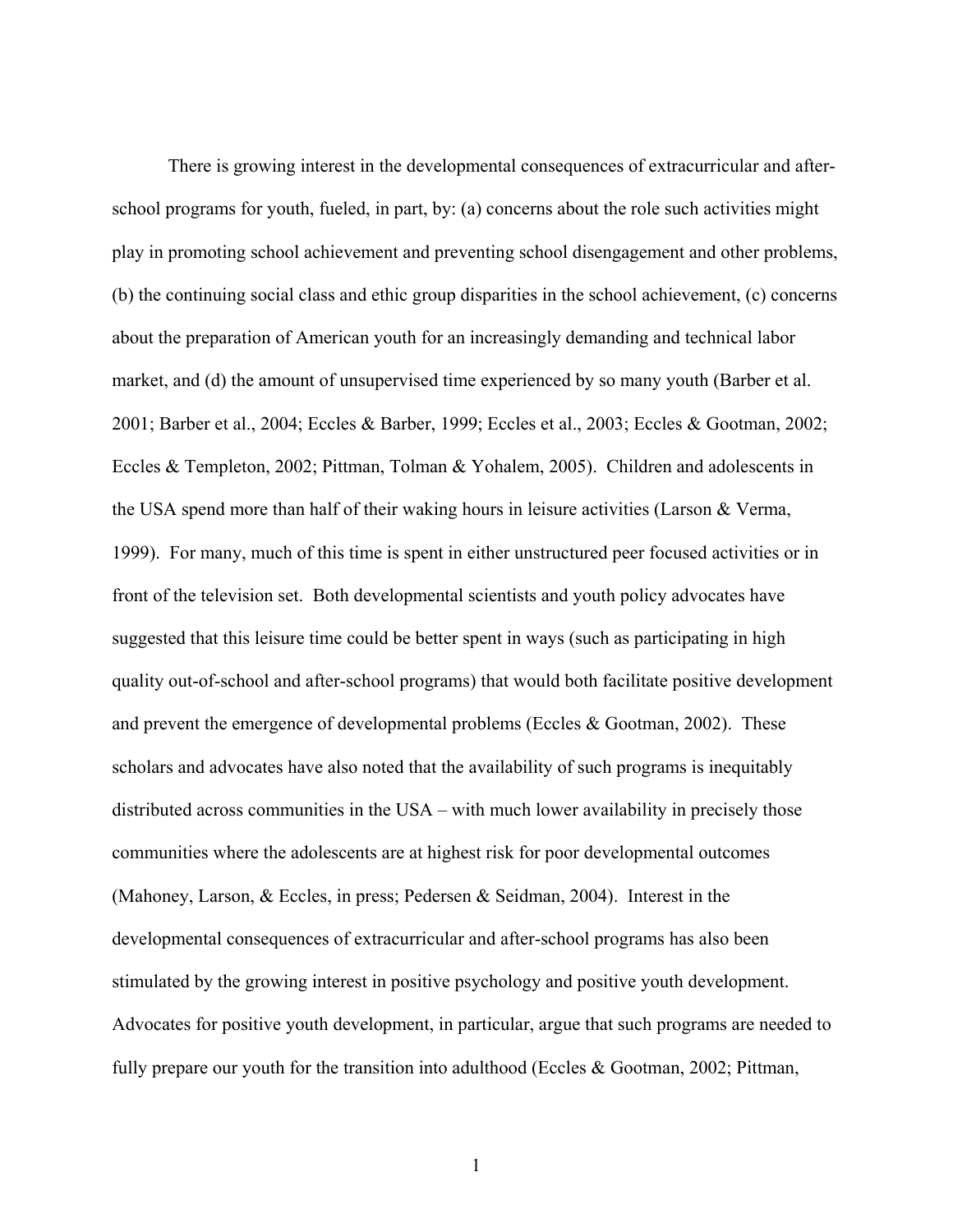There is growing interest in the developmental consequences of extracurricular and after-school programs for youth, fueled, in part, by: (a) concerns about the role such activities might play in promoting school achievement and preventing school disengagement and other problems, (b) the continuing social class and ethic group disparities in the school achievement, (c) concerns about the preparation of American youth for an increasingly demanding and technical labor market, and (d) the amount of unsupervised time experienced by so many youth (Barber et al. 2001; Barber et al., 2004; Eccles & Barber, 1999; Eccles et al., 2003; Eccles & Gootman, 2002; Eccles & Templeton, 2002; Pittman, Tolman & Yohalem, 2005). Children and adolescents in the USA spend more than half of their waking hours in leisure activities (Larson & Verma, 1999). For many, much of this time is spent in either unstructured peer focused activities or in front of the television set. Both developmental scientists and youth policy advocates have suggested that this leisure time could be better spent in ways (such as participating in high quality out-of-school and after-school programs) that would both facilitate positive development and prevent the emergence of developmental problems (Eccles & Gootman, 2002). These scholars and advocates have also noted that the availability of such programs is inequitably distributed across communities in the USA – with much lower availability in precisely those communities where the adolescents are at highest risk for poor developmental outcomes (Mahoney, Larson, & Eccles, in press; Pedersen & Seidman, 2004). Interest in the developmental consequences of extracurricular and after-school programs has also been stimulated by the growing interest in positive psychology and positive youth development. Advocates for positive youth development, in particular, argue that such programs are needed to fully prepare our youth for the transition into adulthood (Eccles & Gootman, 2002; Pittman,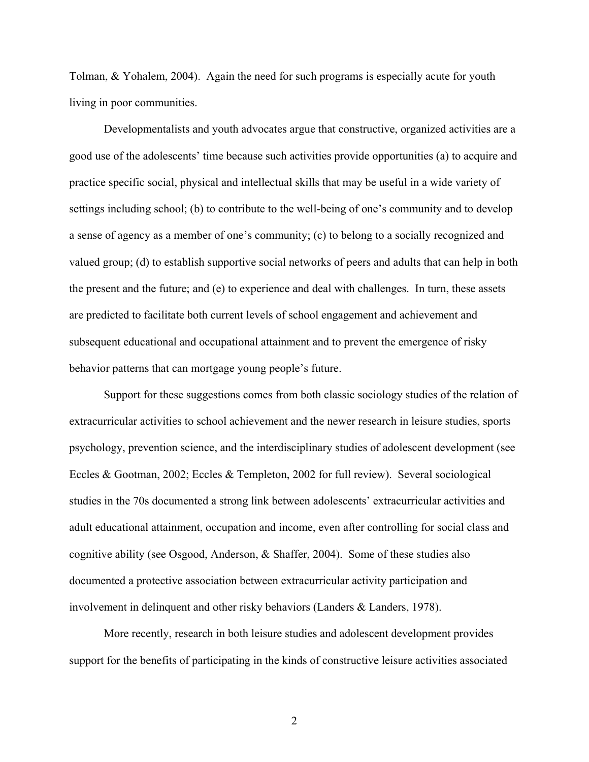Tolman, & Yohalem, 2004). Again the need for such programs is especially acute for youth living in poor communities.

Developmentalists and youth advocates argue that constructive, organized activities are a good use of the adolescents' time because such activities provide opportunities (a) to acquire and practice specific social, physical and intellectual skills that may be useful in a wide variety of settings including school; (b) to contribute to the well-being of one's community and to develop a sense of agency as a member of one's community; (c) to belong to a socially recognized and valued group; (d) to establish supportive social networks of peers and adults that can help in both the present and the future; and (e) to experience and deal with challenges. In turn, these assets are predicted to facilitate both current levels of school engagement and achievement and subsequent educational and occupational attainment and to prevent the emergence of risky behavior patterns that can mortgage young people's future.

Support for these suggestions comes from both classic sociology studies of the relation of extracurricular activities to school achievement and the newer research in leisure studies, sports psychology, prevention science, and the interdisciplinary studies of adolescent development (see Eccles & Gootman, 2002; Eccles & Templeton, 2002 for full review). Several sociological studies in the 70s documented a strong link between adolescents' extracurricular activities and adult educational attainment, occupation and income, even after controlling for social class and cognitive ability (see Osgood, Anderson, & Shaffer, 2004). Some of these studies also documented a protective association between extracurricular activity participation and involvement in delinquent and other risky behaviors (Landers & Landers, 1978).

More recently, research in both leisure studies and adolescent development provides support for the benefits of participating in the kinds of constructive leisure activities associated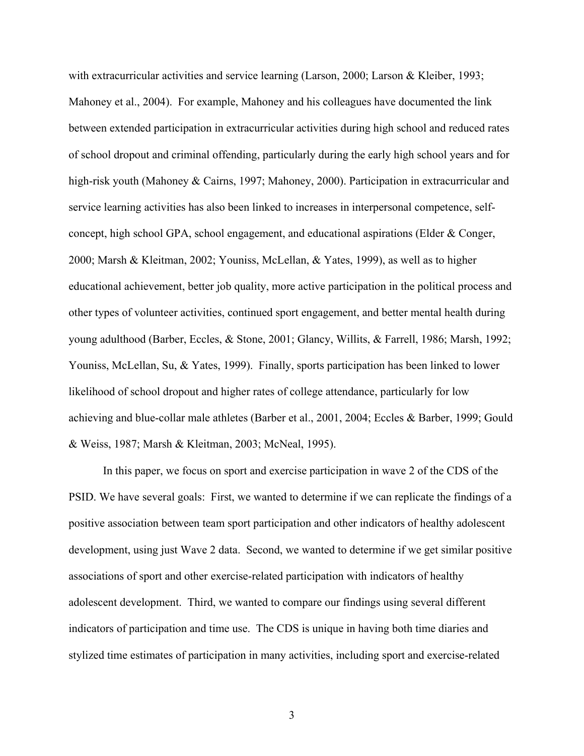with extracurricular activities and service learning (Larson, 2000; Larson & Kleiber, 1993; Mahoney et al., 2004). For example, Mahoney and his colleagues have documented the link between extended participation in extracurricular activities during high school and reduced rates of school dropout and criminal offending, particularly during the early high school years and for high-risk youth (Mahoney & Cairns, 1997; Mahoney, 2000). Participation in extracurricular and service learning activities has also been linked to increases in interpersonal competence, self-concept, high school GPA, school engagement, and educational aspirations (Elder & Conger, 2000; Marsh & Kleitman, 2002; Youniss, McLellan, & Yates, 1999), as well as to higher educational achievement, better job quality, more active participation in the political process and other types of volunteer activities, continued sport engagement, and better mental health during young adulthood (Barber, Eccles, & Stone, 2001; Glancy, Willits, & Farrell, 1986; Marsh, 1992; Youniss, McLellan, Su, & Yates, 1999). Finally, sports participation has been linked to lower likelihood of school dropout and higher rates of college attendance, particularly for low achieving and blue-collar male athletes (Barber et al., 2001, 2004; Eccles & Barber, 1999; Gould & Weiss, 1987; Marsh & Kleitman, 2003; McNeal, 1995).

In this paper, we focus on sport and exercise participation in wave 2 of the CDS of the PSID. We have several goals: First, we wanted to determine if we can replicate the findings of a positive association between team sport participation and other indicators of healthy adolescent development, using just Wave 2 data. Second, we wanted to determine if we get similar positive associations of sport and other exercise-related participation with indicators of healthy adolescent development. Third, we wanted to compare our findings using several different indicators of participation and time use. The CDS is unique in having both time diaries and stylized time estimates of participation in many activities, including sport and exercise-related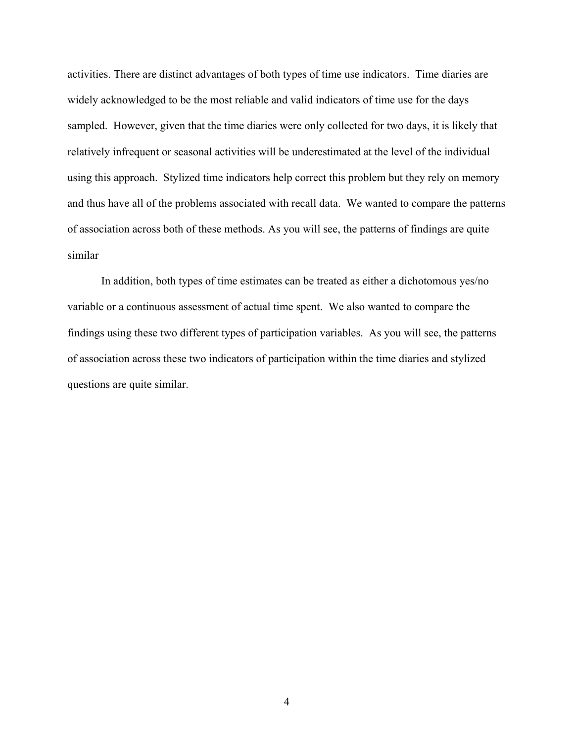activities. There are distinct advantages of both types of time use indicators. Time diaries are widely acknowledged to be the most reliable and valid indicators of time use for the days sampled. However, given that the time diaries were only collected for two days, it is likely that relatively infrequent or seasonal activities will be underestimated at the level of the individual using this approach. Stylized time indicators help correct this problem but they rely on memory and thus have all of the problems associated with recall data. We wanted to compare the patterns of association across both of these methods. As you will see, the patterns of findings are quite similar

In addition, both types of time estimates can be treated as either a dichotomous yes/no variable or a continuous assessment of actual time spent. We also wanted to compare the findings using these two different types of participation variables. As you will see, the patterns of association across these two indicators of participation within the time diaries and stylized questions are quite similar.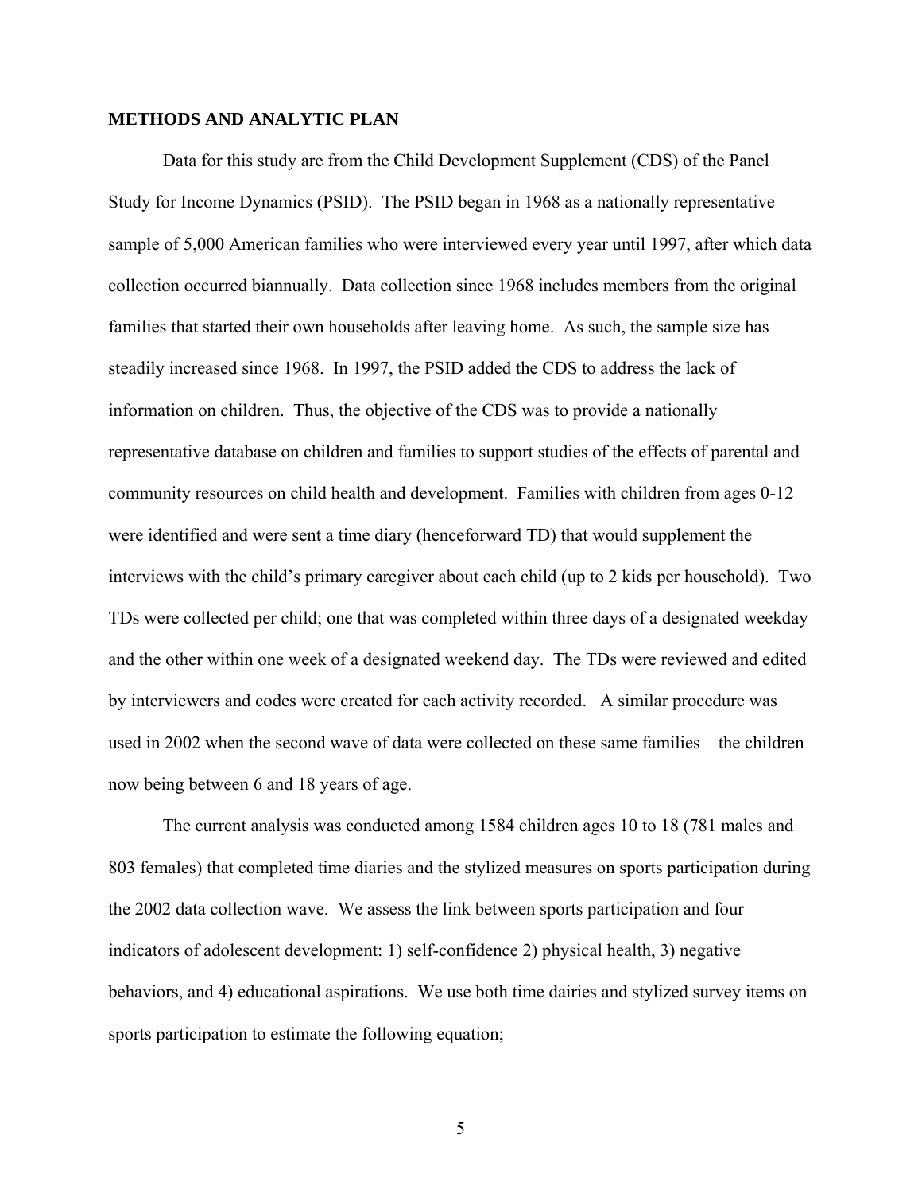## METHODS AND ANALYTIC PLAN

Data for this study are from the Child Development Supplement (CDS) of the Panel Study for Income Dynamics (PSID). The PSID began in 1968 as a nationally representative sample of 5,000 American families who were interviewed every year until 1997, after which data collection occurred biannually. Data collection since 1968 includes members from the original families that started their own households after leaving home. As such, the sample size has steadily increased since 1968. In 1997, the PSID added the CDS to address the lack of information on children. Thus, the objective of the CDS was to provide a nationally representative database on children and families to support studies of the effects of parental and community resources on child health and development. Families with children from ages 0-12 were identified and were sent a time diary (henceforward TD) that would supplement the interviews with the child's primary caregiver about each child (up to 2 kids per household). Two TDs were collected per child; one that was completed within three days of a designated weekday and the other within one week of a designated weekend day. The TDs were reviewed and edited by interviewers and codes were created for each activity recorded. A similar procedure was used in 2002 when the second wave of data were collected on these same families—the children now being between 6 and 18 years of age.

The current analysis was conducted among 1584 children ages 10 to 18 (781 males and 803 females) that completed time diaries and the stylized measures on sports participation during the 2002 data collection wave. We assess the link between sports participation and four indicators of adolescent development: 1) self-confidence 2) physical health, 3) negative behaviors, and 4) educational aspirations. We use both time dairies and stylized survey items on sports participation to estimate the following equation;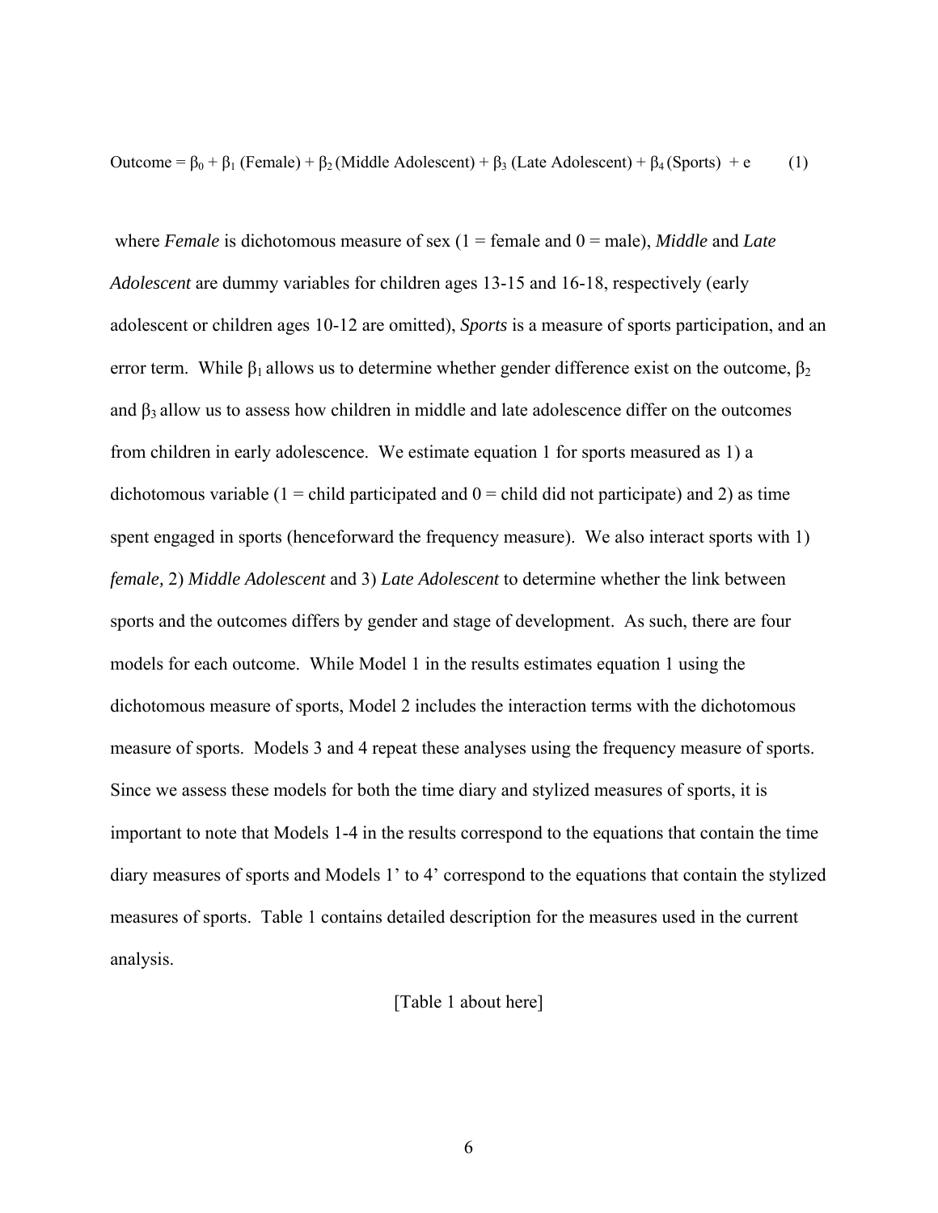$$\text{Outcome} = \beta_0 + \beta_1\,(\text{Female}) + \beta_2\,(\text{Middle Adolescent}) + \beta_3\,(\text{Late Adolescent}) + \beta_4\,(\text{Sports}) + e \qquad (1)$$

where *Female* is dichotomous measure of sex (1 = female and 0 = male), *Middle* and *Late Adolescent* are dummy variables for children ages 13-15 and 16-18, respectively (early adolescent or children ages 10-12 are omitted), *Sports* is a measure of sports participation, and an error term. While $\beta_1$ allows us to determine whether gender difference exist on the outcome, $\beta_2$ and $\beta_3$ allow us to assess how children in middle and late adolescence differ on the outcomes from children in early adolescence. We estimate equation 1 for sports measured as 1) a dichotomous variable (1 = child participated and 0 = child did not participate) and 2) as time spent engaged in sports (henceforward the frequency measure). We also interact sports with 1) *female,* 2) *Middle Adolescent* and 3) *Late Adolescent* to determine whether the link between sports and the outcomes differs by gender and stage of development. As such, there are four models for each outcome. While Model 1 in the results estimates equation 1 using the dichotomous measure of sports, Model 2 includes the interaction terms with the dichotomous measure of sports. Models 3 and 4 repeat these analyses using the frequency measure of sports. Since we assess these models for both the time diary and stylized measures of sports, it is important to note that Models 1-4 in the results correspond to the equations that contain the time diary measures of sports and Models 1' to 4' correspond to the equations that contain the stylized measures of sports. Table 1 contains detailed description for the measures used in the current analysis.

[Table 1 about here]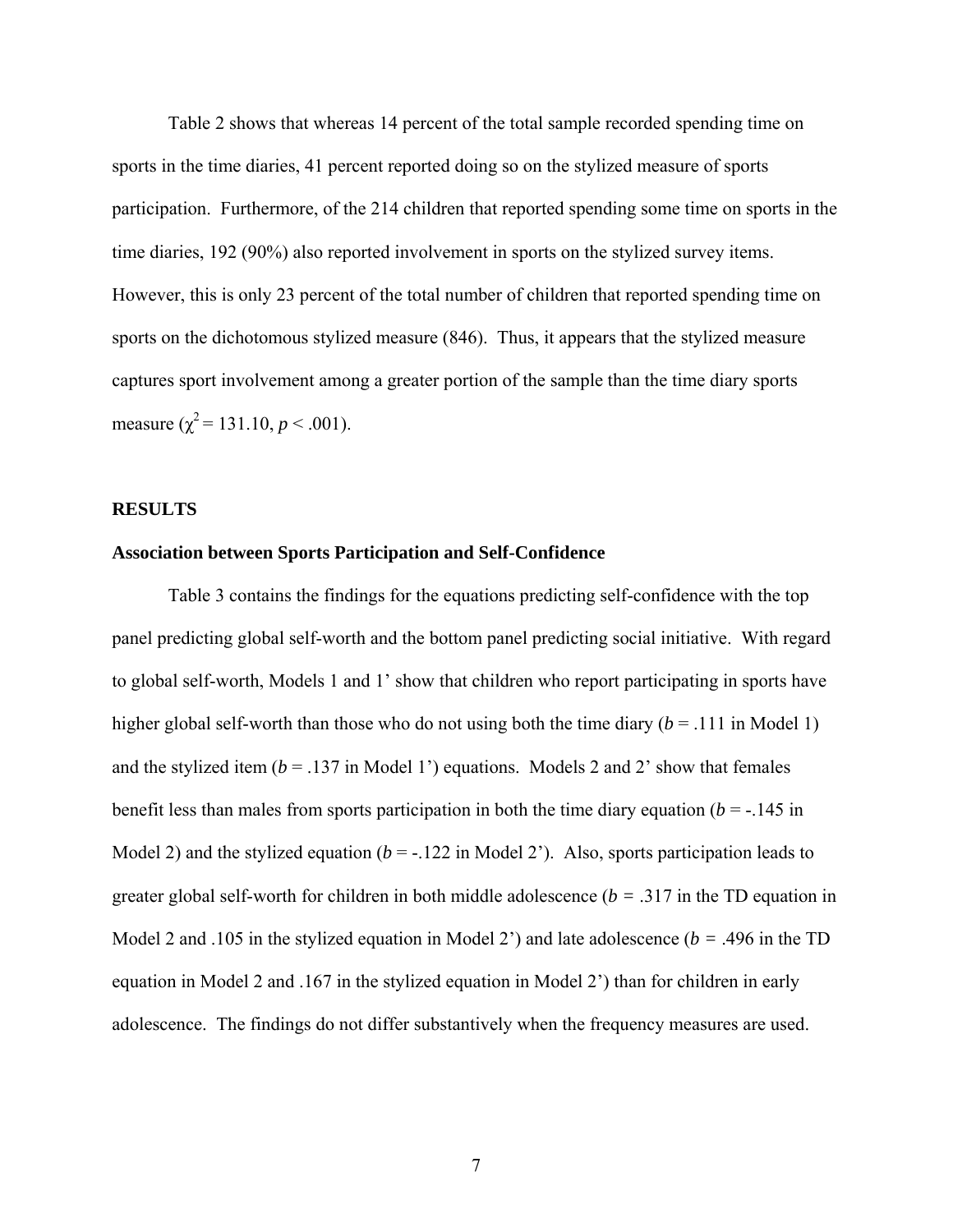Table 2 shows that whereas 14 percent of the total sample recorded spending time on sports in the time diaries, 41 percent reported doing so on the stylized measure of sports participation. Furthermore, of the 214 children that reported spending some time on sports in the time diaries, 192 (90%) also reported involvement in sports on the stylized survey items. However, this is only 23 percent of the total number of children that reported spending time on sports on the dichotomous stylized measure (846). Thus, it appears that the stylized measure captures sport involvement among a greater portion of the sample than the time diary sports measure ($\chi^2 = 131.10$, $p < .001$).

## RESULTS

### Association between Sports Participation and Self-Confidence

Table 3 contains the findings for the equations predicting self-confidence with the top panel predicting global self-worth and the bottom panel predicting social initiative. With regard to global self-worth, Models 1 and 1' show that children who report participating in sports have higher global self-worth than those who do not using both the time diary ($b = .111$ in Model 1) and the stylized item ($b = .137$ in Model 1') equations. Models 2 and 2' show that females benefit less than males from sports participation in both the time diary equation ($b = -.145$ in Model 2) and the stylized equation ($b = -.122$ in Model 2'). Also, sports participation leads to greater global self-worth for children in both middle adolescence ($b = .317$ in the TD equation in Model 2 and .105 in the stylized equation in Model 2') and late adolescence ($b = .496$ in the TD equation in Model 2 and .167 in the stylized equation in Model 2') than for children in early adolescence. The findings do not differ substantively when the frequency measures are used.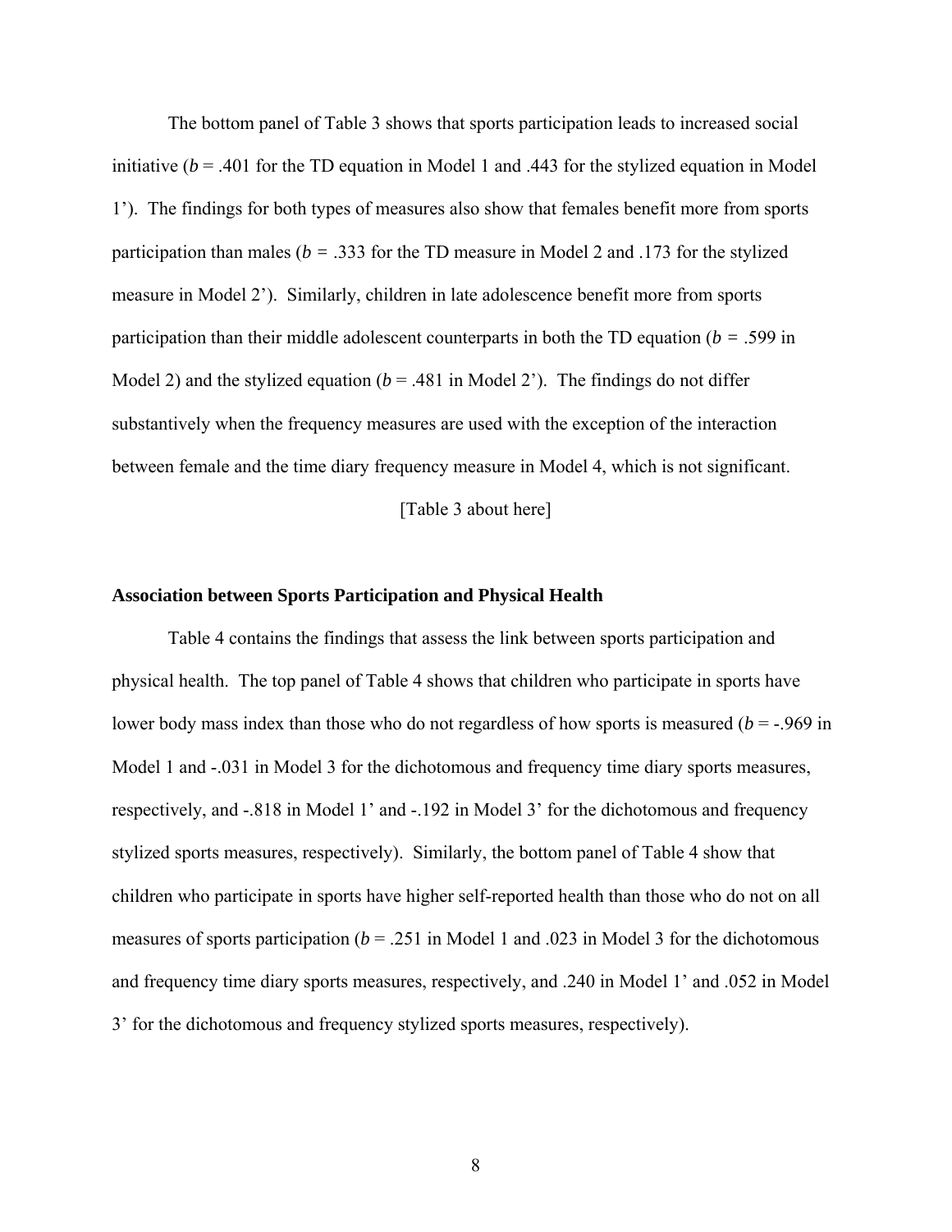The bottom panel of Table 3 shows that sports participation leads to increased social initiative (*b* = .401 for the TD equation in Model 1 and .443 for the stylized equation in Model 1'). The findings for both types of measures also show that females benefit more from sports participation than males (*b* = .333 for the TD measure in Model 2 and .173 for the stylized measure in Model 2'). Similarly, children in late adolescence benefit more from sports participation than their middle adolescent counterparts in both the TD equation (*b* = .599 in Model 2) and the stylized equation (*b* = .481 in Model 2'). The findings do not differ substantively when the frequency measures are used with the exception of the interaction between female and the time diary frequency measure in Model 4, which is not significant.

[Table 3 about here]

**Association between Sports Participation and Physical Health**

Table 4 contains the findings that assess the link between sports participation and physical health. The top panel of Table 4 shows that children who participate in sports have lower body mass index than those who do not regardless of how sports is measured (*b* = -.969 in Model 1 and -.031 in Model 3 for the dichotomous and frequency time diary sports measures, respectively, and -.818 in Model 1' and -.192 in Model 3' for the dichotomous and frequency stylized sports measures, respectively). Similarly, the bottom panel of Table 4 show that children who participate in sports have higher self-reported health than those who do not on all measures of sports participation (*b* = .251 in Model 1 and .023 in Model 3 for the dichotomous and frequency time diary sports measures, respectively, and .240 in Model 1' and .052 in Model 3' for the dichotomous and frequency stylized sports measures, respectively).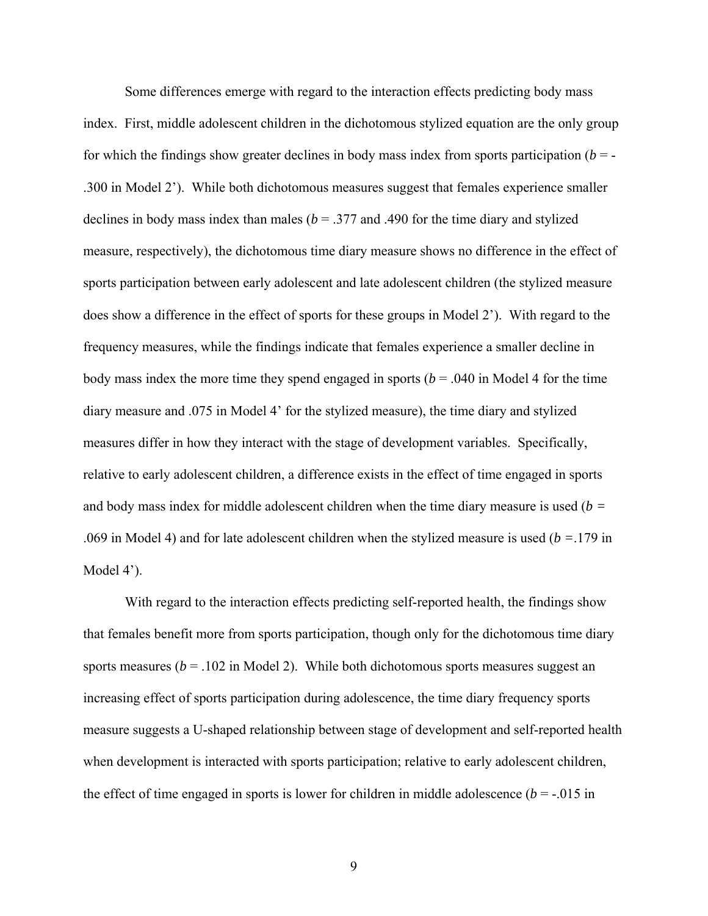Some differences emerge with regard to the interaction effects predicting body mass index. First, middle adolescent children in the dichotomous stylized equation are the only group for which the findings show greater declines in body mass index from sports participation (*b* = -.300 in Model 2'). While both dichotomous measures suggest that females experience smaller declines in body mass index than males (*b* = .377 and .490 for the time diary and stylized measure, respectively), the dichotomous time diary measure shows no difference in the effect of sports participation between early adolescent and late adolescent children (the stylized measure does show a difference in the effect of sports for these groups in Model 2'). With regard to the frequency measures, while the findings indicate that females experience a smaller decline in body mass index the more time they spend engaged in sports (*b* = .040 in Model 4 for the time diary measure and .075 in Model 4' for the stylized measure), the time diary and stylized measures differ in how they interact with the stage of development variables. Specifically, relative to early adolescent children, a difference exists in the effect of time engaged in sports and body mass index for middle adolescent children when the time diary measure is used (*b* = .069 in Model 4) and for late adolescent children when the stylized measure is used (*b* =.179 in Model 4').

With regard to the interaction effects predicting self-reported health, the findings show that females benefit more from sports participation, though only for the dichotomous time diary sports measures (*b* = .102 in Model 2). While both dichotomous sports measures suggest an increasing effect of sports participation during adolescence, the time diary frequency sports measure suggests a U-shaped relationship between stage of development and self-reported health when development is interacted with sports participation; relative to early adolescent children, the effect of time engaged in sports is lower for children in middle adolescence (*b* = -.015 in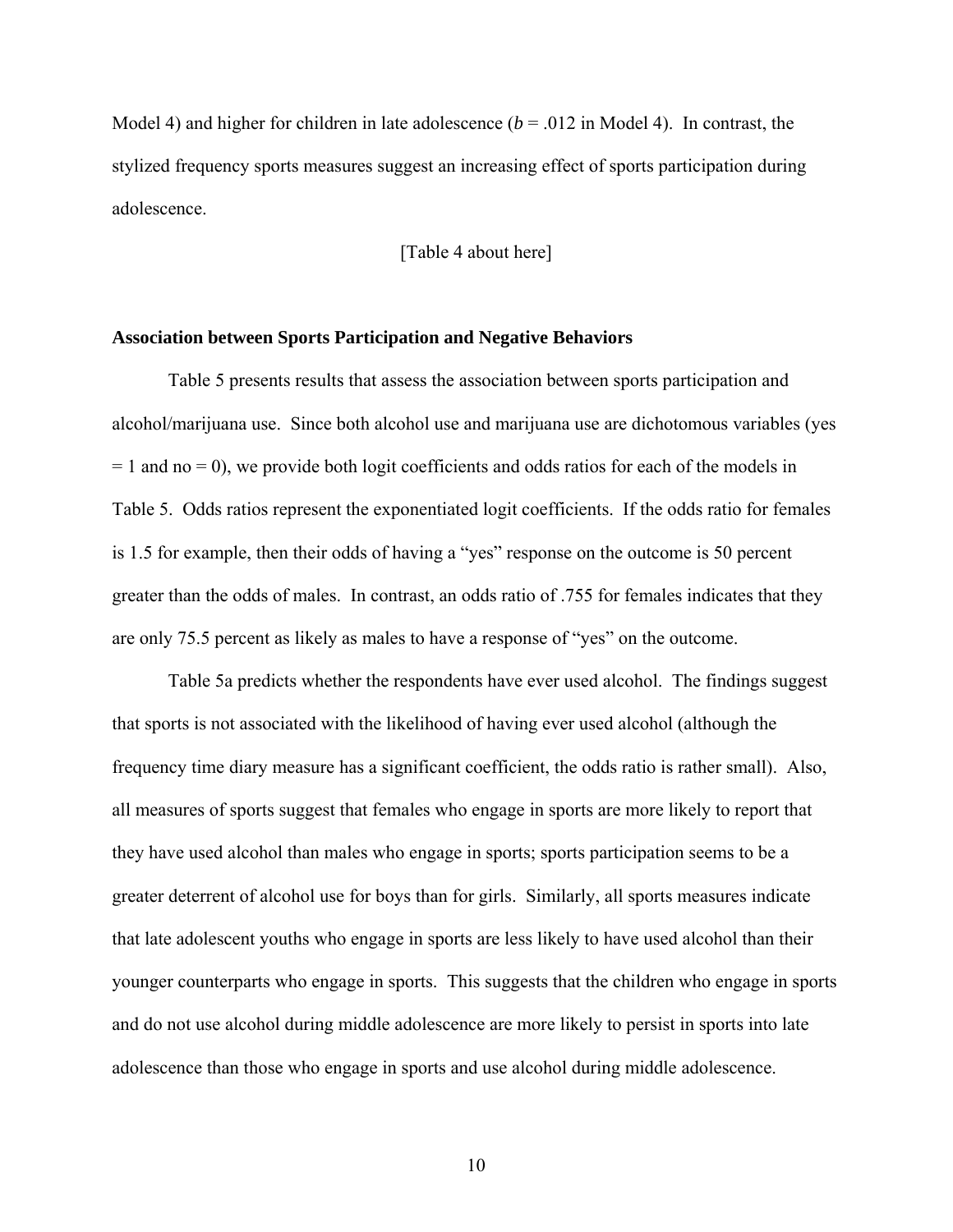Model 4) and higher for children in late adolescence (*b* = .012 in Model 4). In contrast, the stylized frequency sports measures suggest an increasing effect of sports participation during adolescence.

[Table 4 about here]

### Association between Sports Participation and Negative Behaviors

Table 5 presents results that assess the association between sports participation and alcohol/marijuana use. Since both alcohol use and marijuana use are dichotomous variables (yes = 1 and no = 0), we provide both logit coefficients and odds ratios for each of the models in Table 5. Odds ratios represent the exponentiated logit coefficients. If the odds ratio for females is 1.5 for example, then their odds of having a "yes" response on the outcome is 50 percent greater than the odds of males. In contrast, an odds ratio of .755 for females indicates that they are only 75.5 percent as likely as males to have a response of "yes" on the outcome.

Table 5a predicts whether the respondents have ever used alcohol. The findings suggest that sports is not associated with the likelihood of having ever used alcohol (although the frequency time diary measure has a significant coefficient, the odds ratio is rather small). Also, all measures of sports suggest that females who engage in sports are more likely to report that they have used alcohol than males who engage in sports; sports participation seems to be a greater deterrent of alcohol use for boys than for girls. Similarly, all sports measures indicate that late adolescent youths who engage in sports are less likely to have used alcohol than their younger counterparts who engage in sports. This suggests that the children who engage in sports and do not use alcohol during middle adolescence are more likely to persist in sports into late adolescence than those who engage in sports and use alcohol during middle adolescence.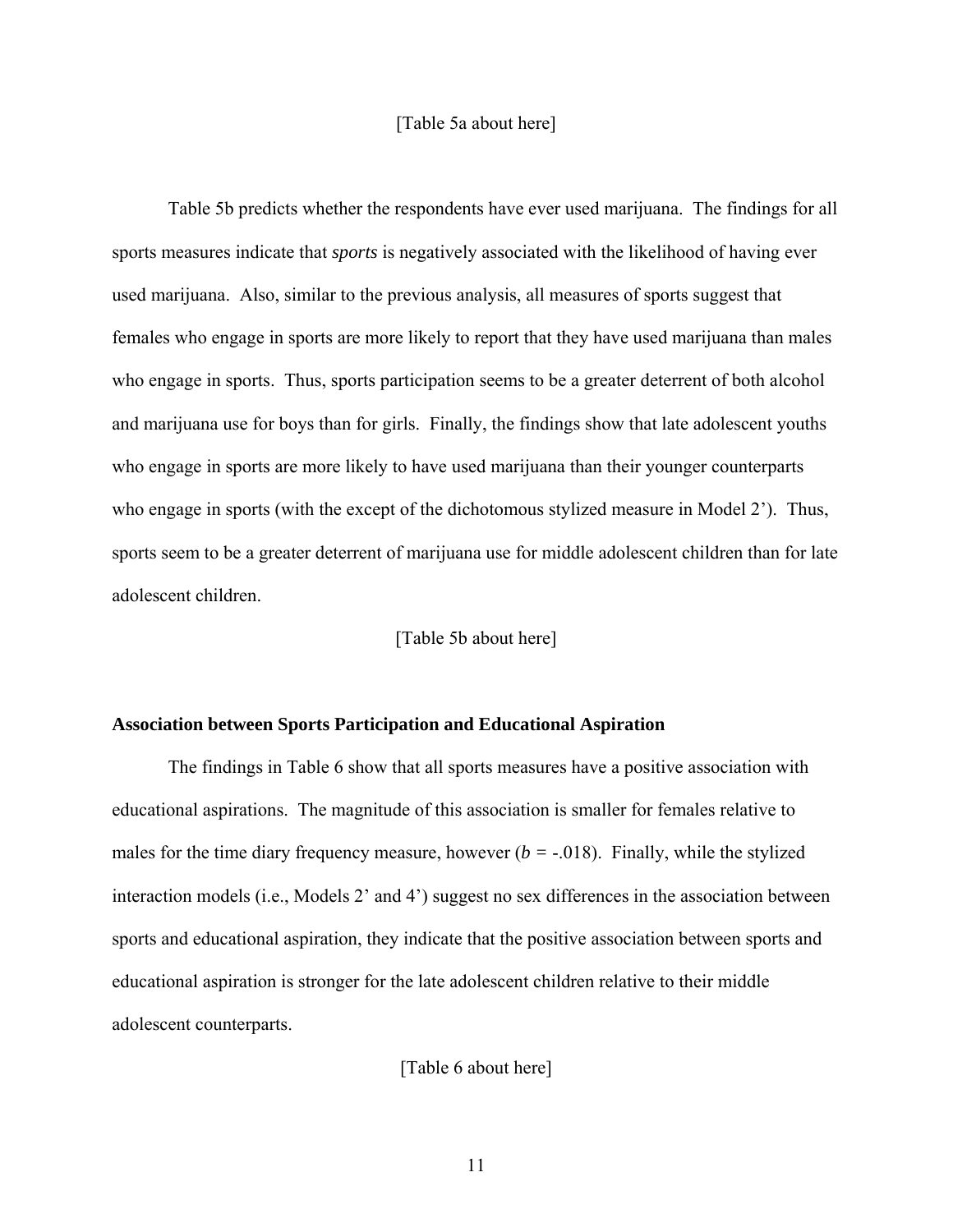[Table 5a about here]

Table 5b predicts whether the respondents have ever used marijuana. The findings for all sports measures indicate that *sports* is negatively associated with the likelihood of having ever used marijuana. Also, similar to the previous analysis, all measures of sports suggest that females who engage in sports are more likely to report that they have used marijuana than males who engage in sports. Thus, sports participation seems to be a greater deterrent of both alcohol and marijuana use for boys than for girls. Finally, the findings show that late adolescent youths who engage in sports are more likely to have used marijuana than their younger counterparts who engage in sports (with the except of the dichotomous stylized measure in Model 2'). Thus, sports seem to be a greater deterrent of marijuana use for middle adolescent children than for late adolescent children.

[Table 5b about here]

### Association between Sports Participation and Educational Aspiration

The findings in Table 6 show that all sports measures have a positive association with educational aspirations. The magnitude of this association is smaller for females relative to males for the time diary frequency measure, however ($b$ = -.018). Finally, while the stylized interaction models (i.e., Models 2' and 4') suggest no sex differences in the association between sports and educational aspiration, they indicate that the positive association between sports and educational aspiration is stronger for the late adolescent children relative to their middle adolescent counterparts.

[Table 6 about here]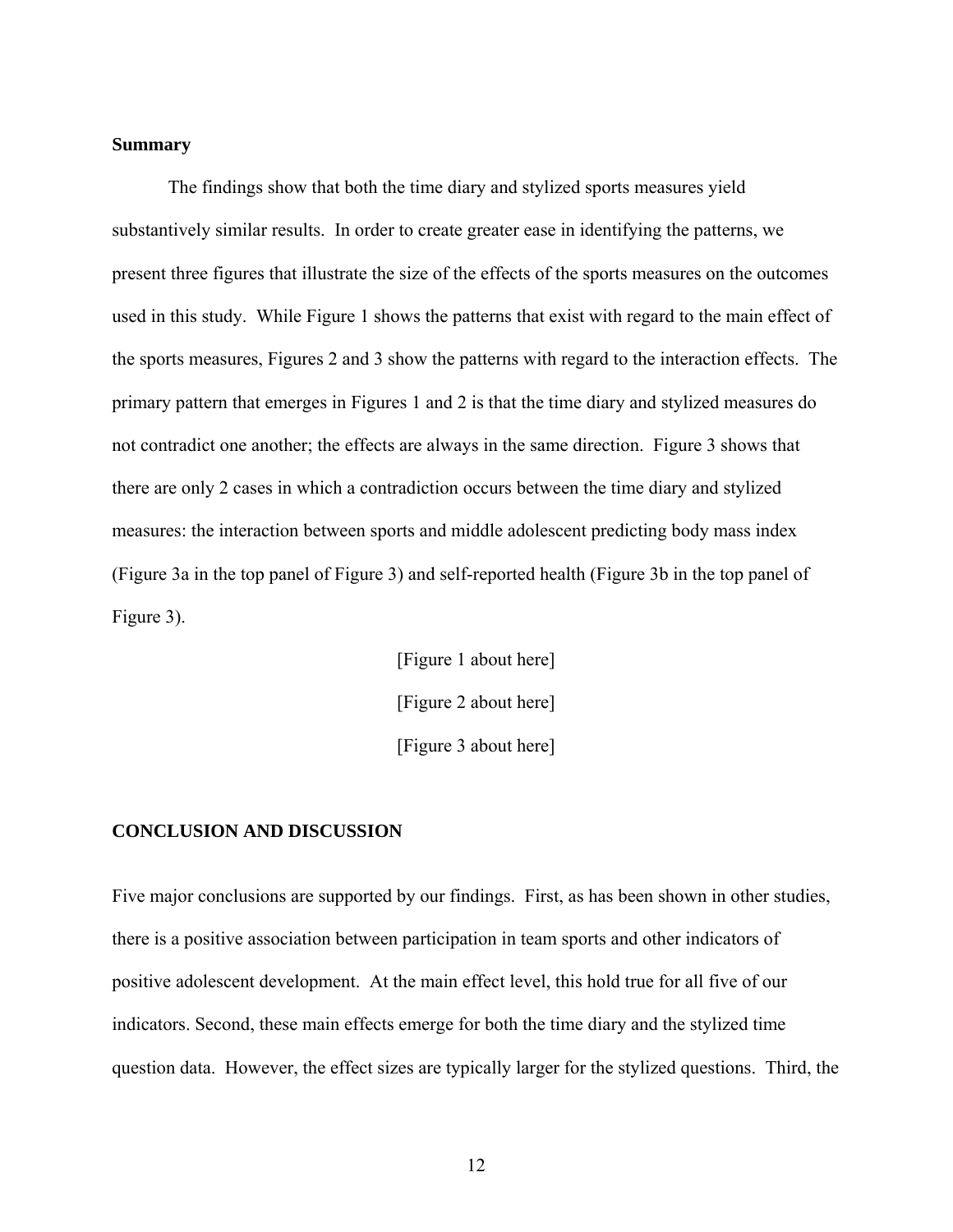### Summary

The findings show that both the time diary and stylized sports measures yield substantively similar results. In order to create greater ease in identifying the patterns, we present three figures that illustrate the size of the effects of the sports measures on the outcomes used in this study. While Figure 1 shows the patterns that exist with regard to the main effect of the sports measures, Figures 2 and 3 show the patterns with regard to the interaction effects. The primary pattern that emerges in Figures 1 and 2 is that the time diary and stylized measures do not contradict one another; the effects are always in the same direction. Figure 3 shows that there are only 2 cases in which a contradiction occurs between the time diary and stylized measures: the interaction between sports and middle adolescent predicting body mass index (Figure 3a in the top panel of Figure 3) and self-reported health (Figure 3b in the top panel of Figure 3).

[Figure 1 about here]

[Figure 2 about here]

[Figure 3 about here]

## CONCLUSION AND DISCUSSION

Five major conclusions are supported by our findings. First, as has been shown in other studies, there is a positive association between participation in team sports and other indicators of positive adolescent development. At the main effect level, this hold true for all five of our indicators. Second, these main effects emerge for both the time diary and the stylized time question data. However, the effect sizes are typically larger for the stylized questions. Third, the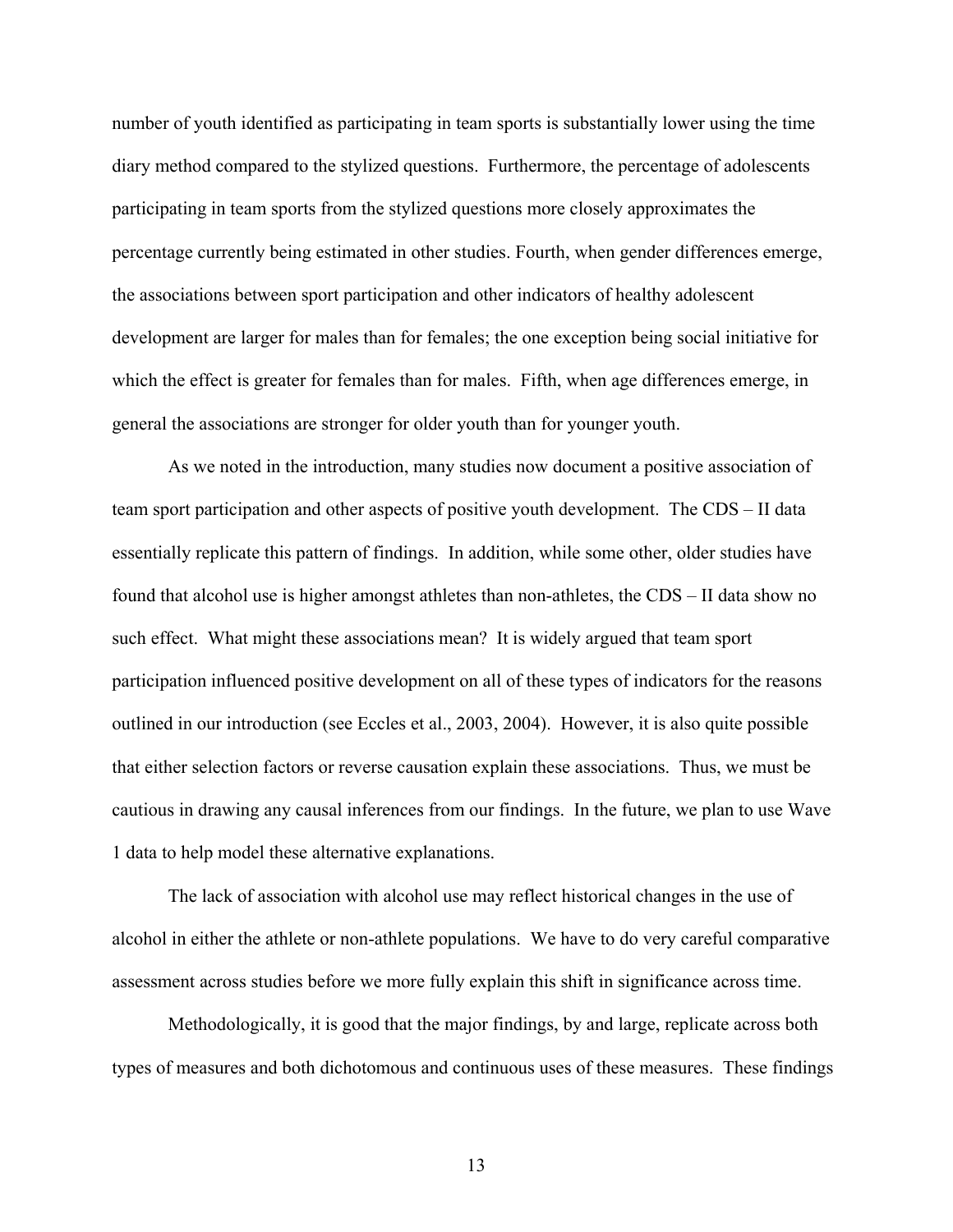number of youth identified as participating in team sports is substantially lower using the time diary method compared to the stylized questions. Furthermore, the percentage of adolescents participating in team sports from the stylized questions more closely approximates the percentage currently being estimated in other studies. Fourth, when gender differences emerge, the associations between sport participation and other indicators of healthy adolescent development are larger for males than for females; the one exception being social initiative for which the effect is greater for females than for males. Fifth, when age differences emerge, in general the associations are stronger for older youth than for younger youth.

As we noted in the introduction, many studies now document a positive association of team sport participation and other aspects of positive youth development. The CDS – II data essentially replicate this pattern of findings. In addition, while some other, older studies have found that alcohol use is higher amongst athletes than non-athletes, the CDS – II data show no such effect. What might these associations mean? It is widely argued that team sport participation influenced positive development on all of these types of indicators for the reasons outlined in our introduction (see Eccles et al., 2003, 2004). However, it is also quite possible that either selection factors or reverse causation explain these associations. Thus, we must be cautious in drawing any causal inferences from our findings. In the future, we plan to use Wave 1 data to help model these alternative explanations.

The lack of association with alcohol use may reflect historical changes in the use of alcohol in either the athlete or non-athlete populations. We have to do very careful comparative assessment across studies before we more fully explain this shift in significance across time.

Methodologically, it is good that the major findings, by and large, replicate across both types of measures and both dichotomous and continuous uses of these measures. These findings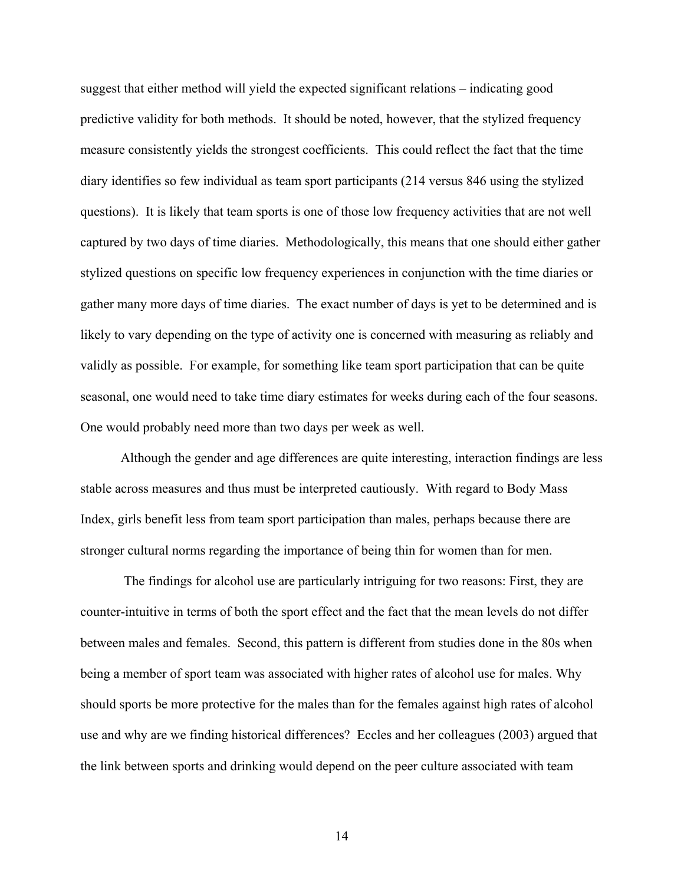suggest that either method will yield the expected significant relations – indicating good predictive validity for both methods. It should be noted, however, that the stylized frequency measure consistently yields the strongest coefficients. This could reflect the fact that the time diary identifies so few individual as team sport participants (214 versus 846 using the stylized questions). It is likely that team sports is one of those low frequency activities that are not well captured by two days of time diaries. Methodologically, this means that one should either gather stylized questions on specific low frequency experiences in conjunction with the time diaries or gather many more days of time diaries. The exact number of days is yet to be determined and is likely to vary depending on the type of activity one is concerned with measuring as reliably and validly as possible. For example, for something like team sport participation that can be quite seasonal, one would need to take time diary estimates for weeks during each of the four seasons. One would probably need more than two days per week as well.

Although the gender and age differences are quite interesting, interaction findings are less stable across measures and thus must be interpreted cautiously. With regard to Body Mass Index, girls benefit less from team sport participation than males, perhaps because there are stronger cultural norms regarding the importance of being thin for women than for men.

The findings for alcohol use are particularly intriguing for two reasons: First, they are counter-intuitive in terms of both the sport effect and the fact that the mean levels do not differ between males and females. Second, this pattern is different from studies done in the 80s when being a member of sport team was associated with higher rates of alcohol use for males. Why should sports be more protective for the males than for the females against high rates of alcohol use and why are we finding historical differences? Eccles and her colleagues (2003) argued that the link between sports and drinking would depend on the peer culture associated with team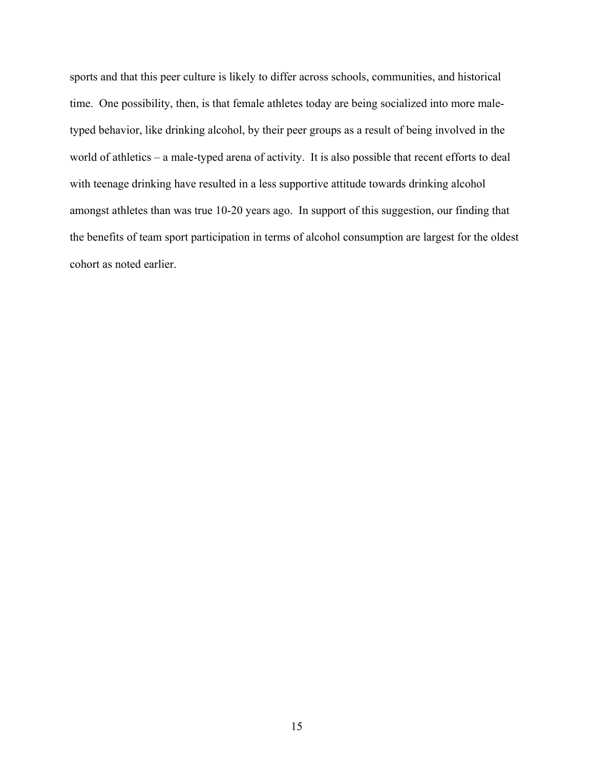sports and that this peer culture is likely to differ across schools, communities, and historical time. One possibility, then, is that female athletes today are being socialized into more male-typed behavior, like drinking alcohol, by their peer groups as a result of being involved in the world of athletics – a male-typed arena of activity. It is also possible that recent efforts to deal with teenage drinking have resulted in a less supportive attitude towards drinking alcohol amongst athletes than was true 10-20 years ago. In support of this suggestion, our finding that the benefits of team sport participation in terms of alcohol consumption are largest for the oldest cohort as noted earlier.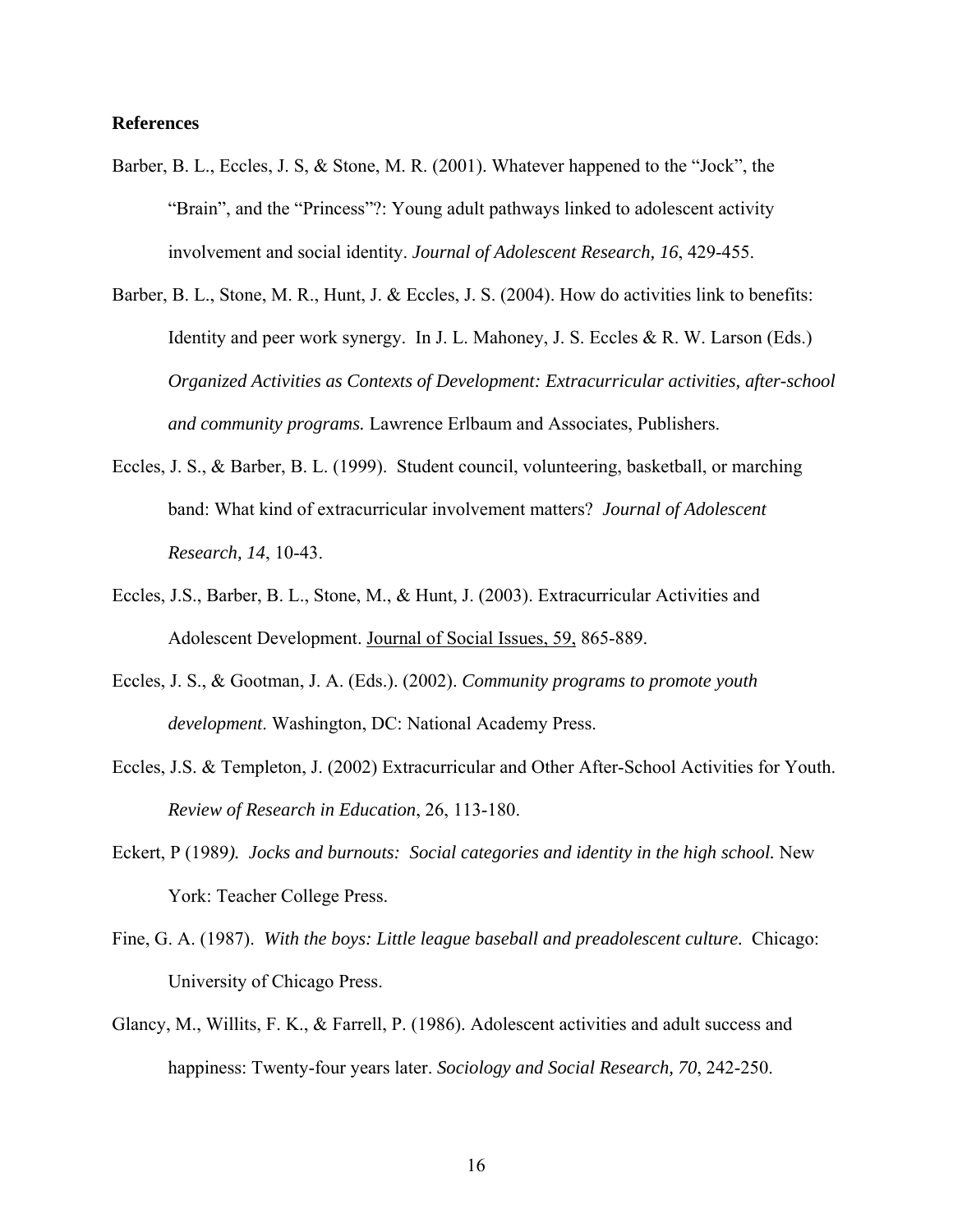**References**

Barber, B. L., Eccles, J. S, & Stone, M. R. (2001). Whatever happened to the "Jock", the "Brain", and the "Princess"?: Young adult pathways linked to adolescent activity involvement and social identity. *Journal of Adolescent Research, 16*, 429-455.

Barber, B. L., Stone, M. R., Hunt, J. & Eccles, J. S. (2004). How do activities link to benefits: Identity and peer work synergy. In J. L. Mahoney, J. S. Eccles & R. W. Larson (Eds.) *Organized Activities as Contexts of Development: Extracurricular activities, after-school and community programs.* Lawrence Erlbaum and Associates, Publishers.

Eccles, J. S., & Barber, B. L. (1999). Student council, volunteering, basketball, or marching band: What kind of extracurricular involvement matters? *Journal of Adolescent Research, 14*, 10-43.

Eccles, J.S., Barber, B. L., Stone, M., & Hunt, J. (2003). Extracurricular Activities and Adolescent Development. Journal of Social Issues, 59, 865-889.

Eccles, J. S., & Gootman, J. A. (Eds.). (2002). *Community programs to promote youth development*. Washington, DC: National Academy Press.

Eccles, J.S. & Templeton, J. (2002) Extracurricular and Other After-School Activities for Youth. *Review of Research in Education*, 26, 113-180.

Eckert, P (1989*). Jocks and burnouts: Social categories and identity in the high school.* New York: Teacher College Press.

Fine, G. A. (1987). *With the boys: Little league baseball and preadolescent culture.* Chicago: University of Chicago Press.

Glancy, M., Willits, F. K., & Farrell, P. (1986). Adolescent activities and adult success and happiness: Twenty-four years later. *Sociology and Social Research, 70*, 242-250.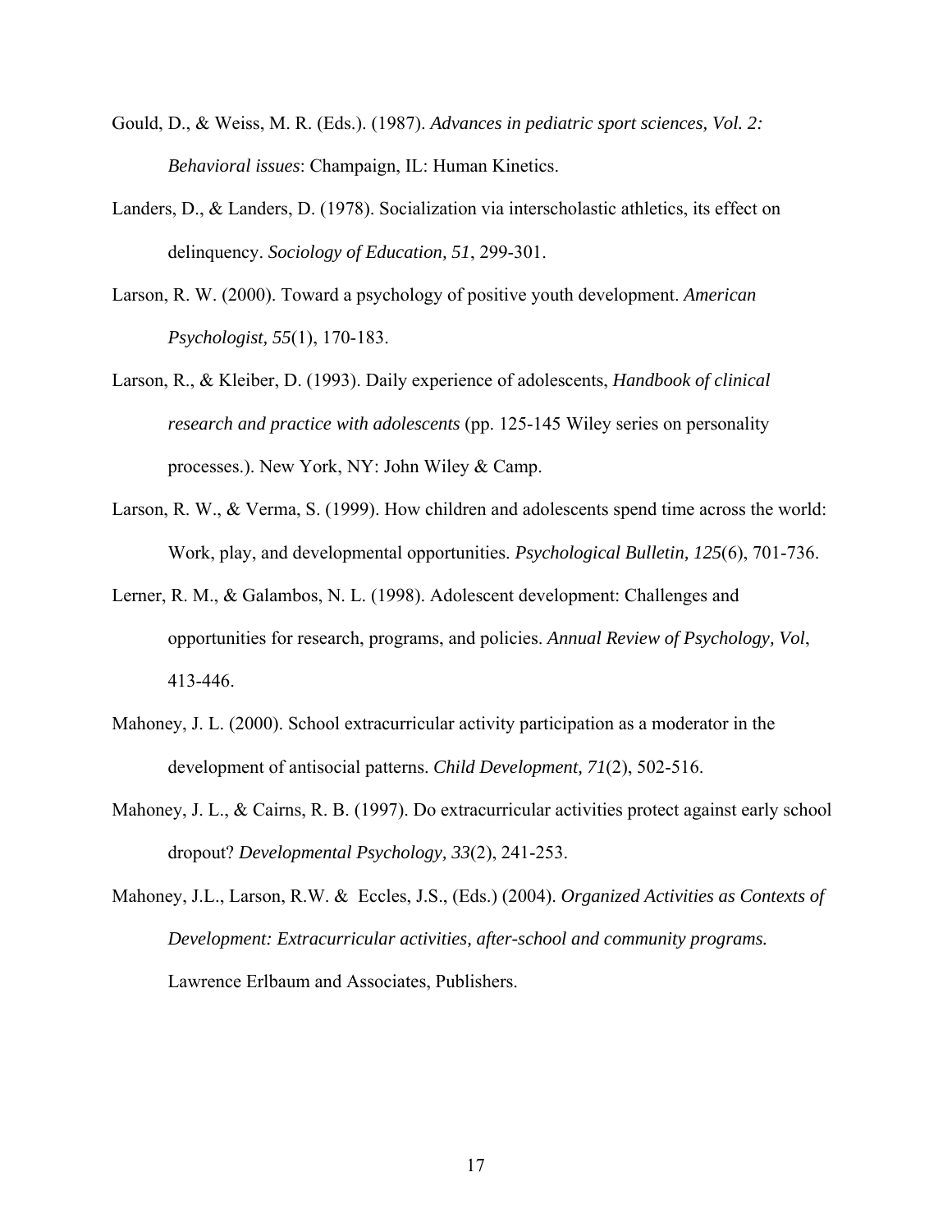Gould, D., & Weiss, M. R. (Eds.). (1987). *Advances in pediatric sport sciences, Vol. 2: Behavioral issues*: Champaign, IL: Human Kinetics.

Landers, D., & Landers, D. (1978). Socialization via interscholastic athletics, its effect on delinquency. *Sociology of Education, 51*, 299-301.

Larson, R. W. (2000). Toward a psychology of positive youth development. *American Psychologist, 55*(1), 170-183.

Larson, R., & Kleiber, D. (1993). Daily experience of adolescents, *Handbook of clinical research and practice with adolescents* (pp. 125-145 Wiley series on personality processes.). New York, NY: John Wiley & Camp.

Larson, R. W., & Verma, S. (1999). How children and adolescents spend time across the world: Work, play, and developmental opportunities. *Psychological Bulletin, 125*(6), 701-736.

Lerner, R. M., & Galambos, N. L. (1998). Adolescent development: Challenges and opportunities for research, programs, and policies. *Annual Review of Psychology, Vol*, 413-446.

Mahoney, J. L. (2000). School extracurricular activity participation as a moderator in the development of antisocial patterns. *Child Development, 71*(2), 502-516.

Mahoney, J. L., & Cairns, R. B. (1997). Do extracurricular activities protect against early school dropout? *Developmental Psychology, 33*(2), 241-253.

Mahoney, J.L., Larson, R.W. & Eccles, J.S., (Eds.) (2004). *Organized Activities as Contexts of Development: Extracurricular activities, after-school and community programs.* Lawrence Erlbaum and Associates, Publishers.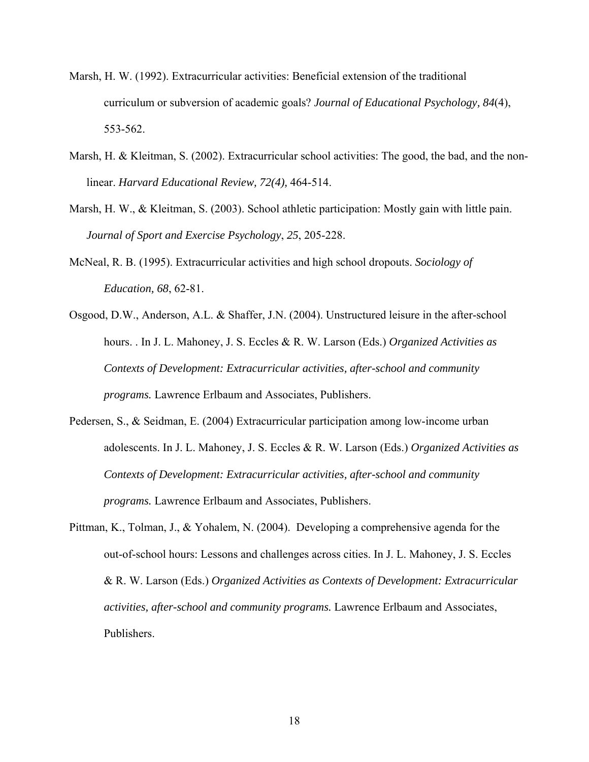Marsh, H. W. (1992). Extracurricular activities: Beneficial extension of the traditional curriculum or subversion of academic goals? *Journal of Educational Psychology, 84*(4), 553-562.

Marsh, H. & Kleitman, S. (2002). Extracurricular school activities: The good, the bad, and the non-linear. *Harvard Educational Review, 72(4),* 464-514.

Marsh, H. W., & Kleitman, S. (2003). School athletic participation: Mostly gain with little pain. *Journal of Sport and Exercise Psychology*, *25*, 205-228.

McNeal, R. B. (1995). Extracurricular activities and high school dropouts. *Sociology of Education, 68*, 62-81.

Osgood, D.W., Anderson, A.L. & Shaffer, J.N. (2004). Unstructured leisure in the after-school hours. . In J. L. Mahoney, J. S. Eccles & R. W. Larson (Eds.) *Organized Activities as Contexts of Development: Extracurricular activities, after-school and community programs.* Lawrence Erlbaum and Associates, Publishers.

Pedersen, S., & Seidman, E. (2004) Extracurricular participation among low-income urban adolescents. In J. L. Mahoney, J. S. Eccles & R. W. Larson (Eds.) *Organized Activities as Contexts of Development: Extracurricular activities, after-school and community programs.* Lawrence Erlbaum and Associates, Publishers.

Pittman, K., Tolman, J., & Yohalem, N. (2004). Developing a comprehensive agenda for the out-of-school hours: Lessons and challenges across cities. In J. L. Mahoney, J. S. Eccles & R. W. Larson (Eds.) *Organized Activities as Contexts of Development: Extracurricular activities, after-school and community programs.* Lawrence Erlbaum and Associates, Publishers.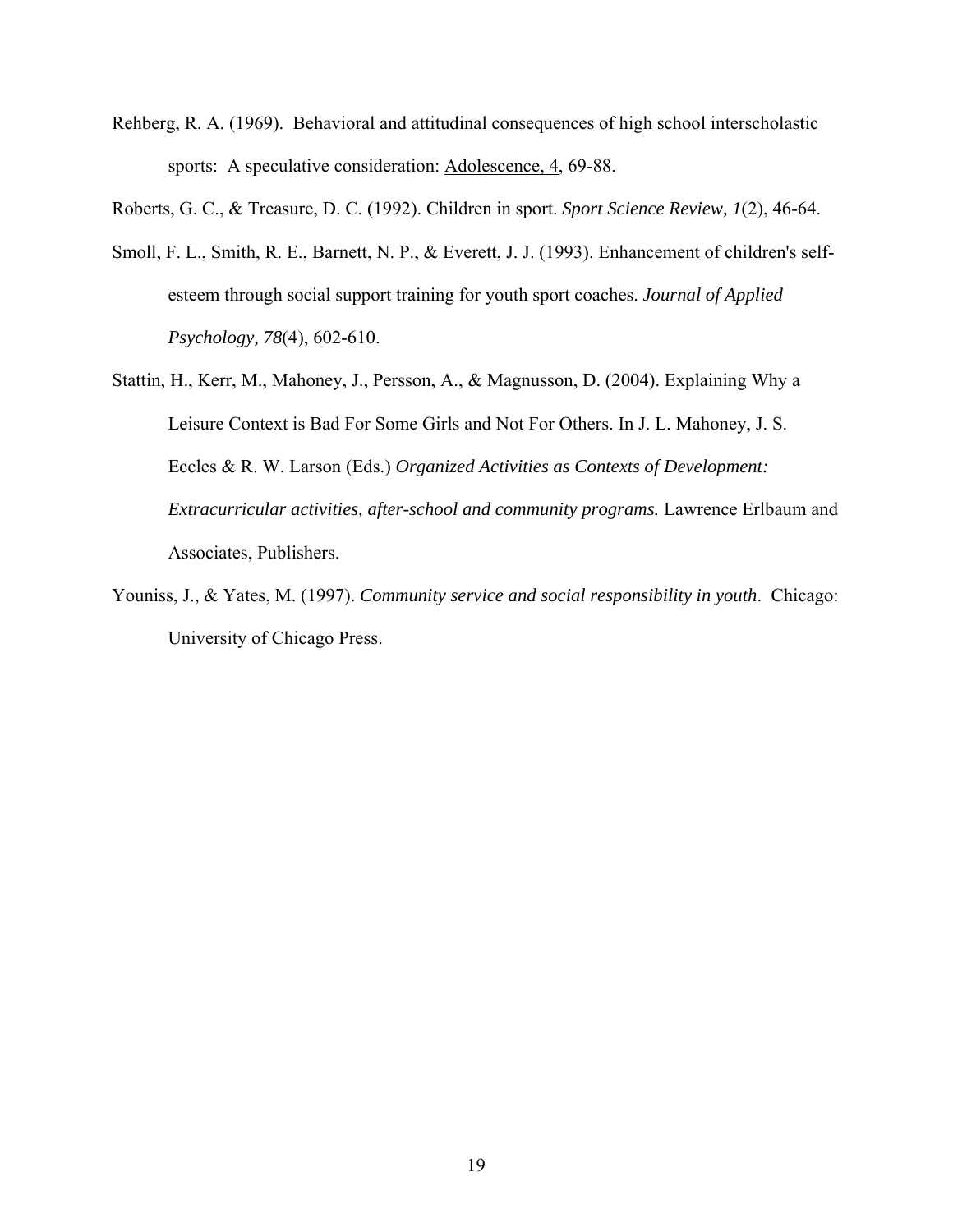Rehberg, R. A. (1969). Behavioral and attitudinal consequences of high school interscholastic sports: A speculative consideration: Adolescence, 4, 69-88.

Roberts, G. C., & Treasure, D. C. (1992). Children in sport. *Sport Science Review, 1*(2), 46-64.

Smoll, F. L., Smith, R. E., Barnett, N. P., & Everett, J. J. (1993). Enhancement of children's self-esteem through social support training for youth sport coaches. *Journal of Applied Psychology, 78*(4), 602-610.

Stattin, H., Kerr, M., Mahoney, J., Persson, A., & Magnusson, D. (2004). Explaining Why a Leisure Context is Bad For Some Girls and Not For Others. In J. L. Mahoney, J. S. Eccles & R. W. Larson (Eds.) *Organized Activities as Contexts of Development: Extracurricular activities, after-school and community programs.* Lawrence Erlbaum and Associates, Publishers.

Youniss, J., & Yates, M. (1997). *Community service and social responsibility in youth*. Chicago: University of Chicago Press.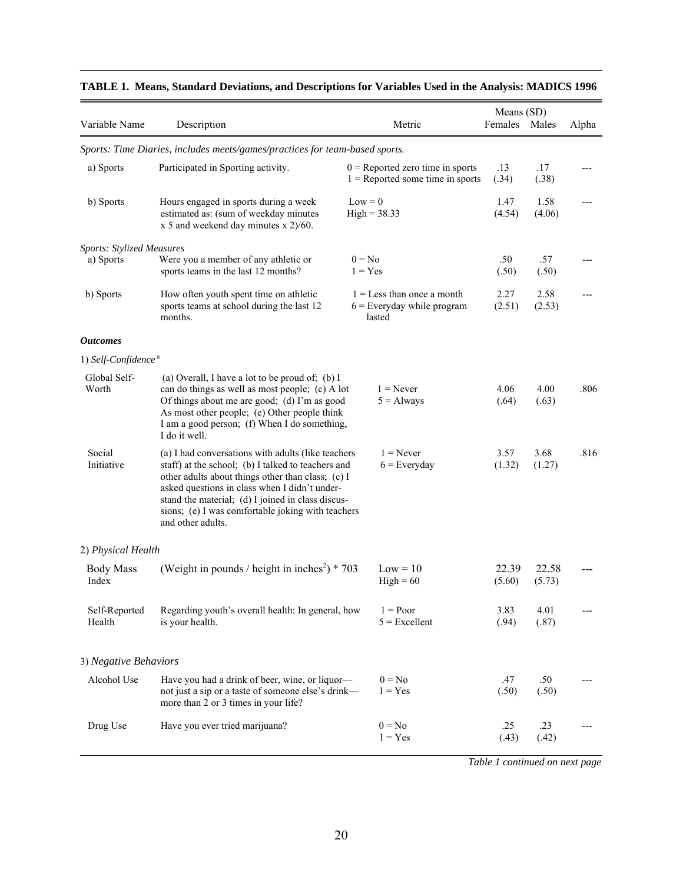**TABLE 1. Means, Standard Deviations, and Descriptions for Variables Used in the Analysis: MADICS 1996**

| Variable Name | Description | Metric | Means (SD) Females | Means (SD) Males | Alpha |
|---|---|---|---|---|---|
| *Sports: Time Diaries, includes meets/games/practices for team-based sports.* | | | | | |
| a) Sports | Participated in Sporting activity. | 0 = Reported zero time in sports<br>1 = Reported some time in sports | .13<br>(.34) | .17<br>(.38) | --- |
| b) Sports | Hours engaged in sports during a week estimated as: (sum of weekday minutes x 5 and weekend day minutes x 2)/60. | Low = 0<br>High = 38.33 | 1.47<br>(4.54) | 1.58<br>(4.06) | --- |
| *Sports: Stylized Measures* | | | | | |
| a) Sports | Were you a member of any athletic or sports teams in the last 12 months? | 0 = No<br>1 = Yes | .50<br>(.50) | .57<br>(.50) | --- |
| b) Sports | How often youth spent time on athletic sports teams at school during the last 12 months. | 1 = Less than once a month<br>6 = Everyday while program lasted | 2.27<br>(2.51) | 2.58<br>(2.53) | --- |
| ***Outcomes*** | | | | | |
| 1) *Self-Confidence* [a] | | | | | |
| Global Self-Worth | (a) Overall, I have a lot to be proud of; (b) I can do things as well as most people; (c) A lot Of things about me are good; (d) I'm as good As most other people; (e) Other people think I am a good person; (f) When I do something, I do it well. | 1 = Never<br>5 = Always | 4.06<br>(.64) | 4.00<br>(.63) | .806 |
| Social Initiative | (a) I had conversations with adults (like teachers staff) at the school; (b) I talked to teachers and other adults about things other than class; (c) I asked questions in class when I didn't understand the material; (d) I joined in class discussions; (e) I was comfortable joking with teachers and other adults. | 1 = Never<br>6 = Everyday | 3.57<br>(1.32) | 3.68<br>(1.27) | .816 |
| 2) *Physical Health* | | | | | |
| Body Mass Index | (Weight in pounds / height in inches$^2$) * 703 | Low = 10<br>High = 60 | 22.39<br>(5.60) | 22.58<br>(5.73) | --- |
| Self-Reported Health | Regarding youth's overall health: In general, how is your health. | 1 = Poor<br>5 = Excellent | 3.83<br>(.94) | 4.01<br>(.87) | --- |
| 3) *Negative Behaviors* | | | | | |
| Alcohol Use | Have you had a drink of beer, wine, or liquor—not just a sip or a taste of someone else's drink—more than 2 or 3 times in your life? | 0 = No<br>1 = Yes | .47<br>(.50) | .50<br>(.50) | --- |
| Drug Use | Have you ever tried marijuana? | 0 = No<br>1 = Yes | .25<br>(.43) | .23<br>(.42) | --- |

*Table 1 continued on next page*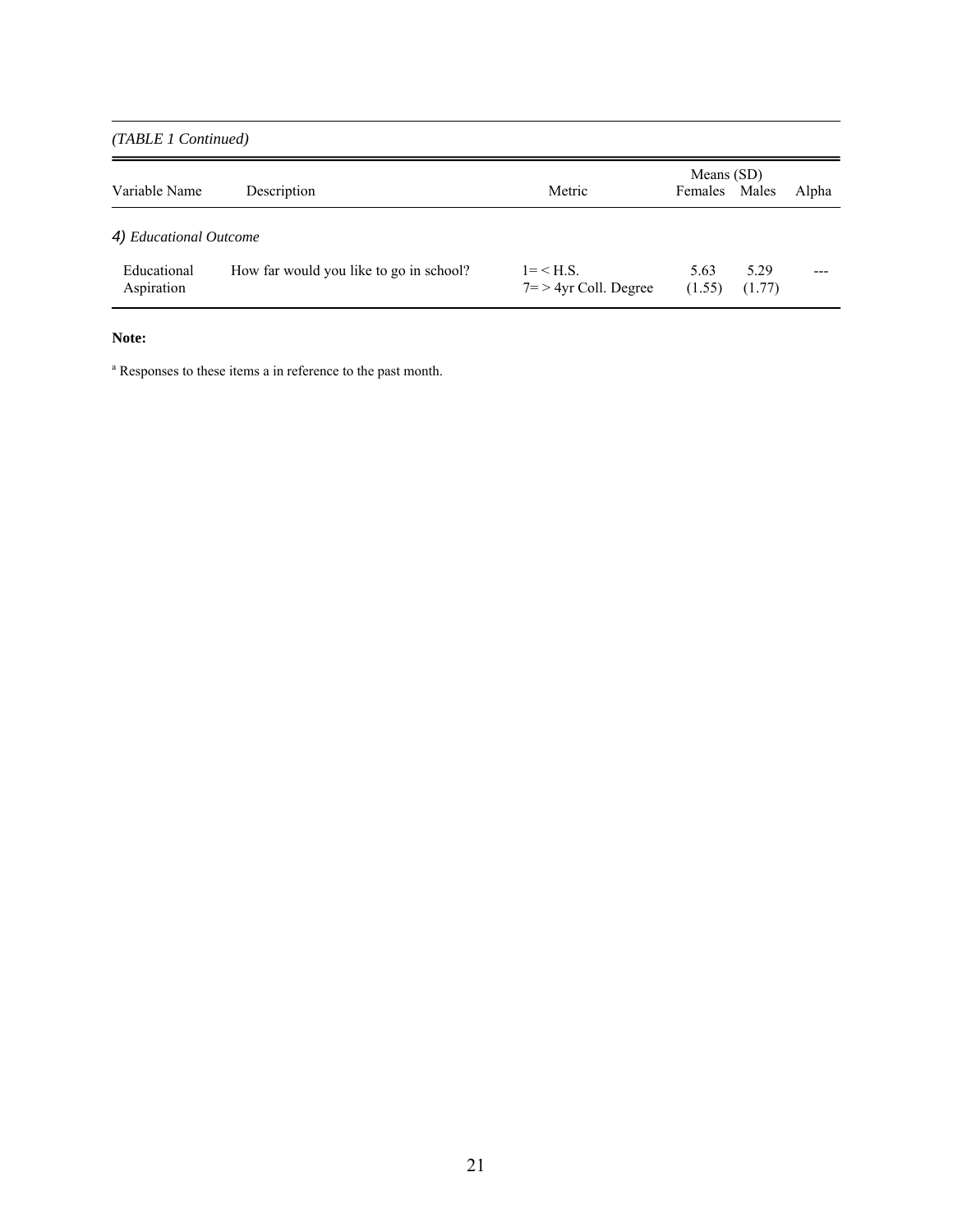*(TABLE 1 Continued)*

| Variable Name | Description | Metric | Means (SD) Females | Males | Alpha |
|---|---|---|---|---|---|
| *4) Educational Outcome* | | | | | |
| Educational Aspiration | How far would you like to go in school? | 1= < H.S. 7= > 4yr Coll. Degree | 5.63 (1.55) | 5.29 (1.77) | --- |

**Note:**

[a] Responses to these items a in reference to the past month.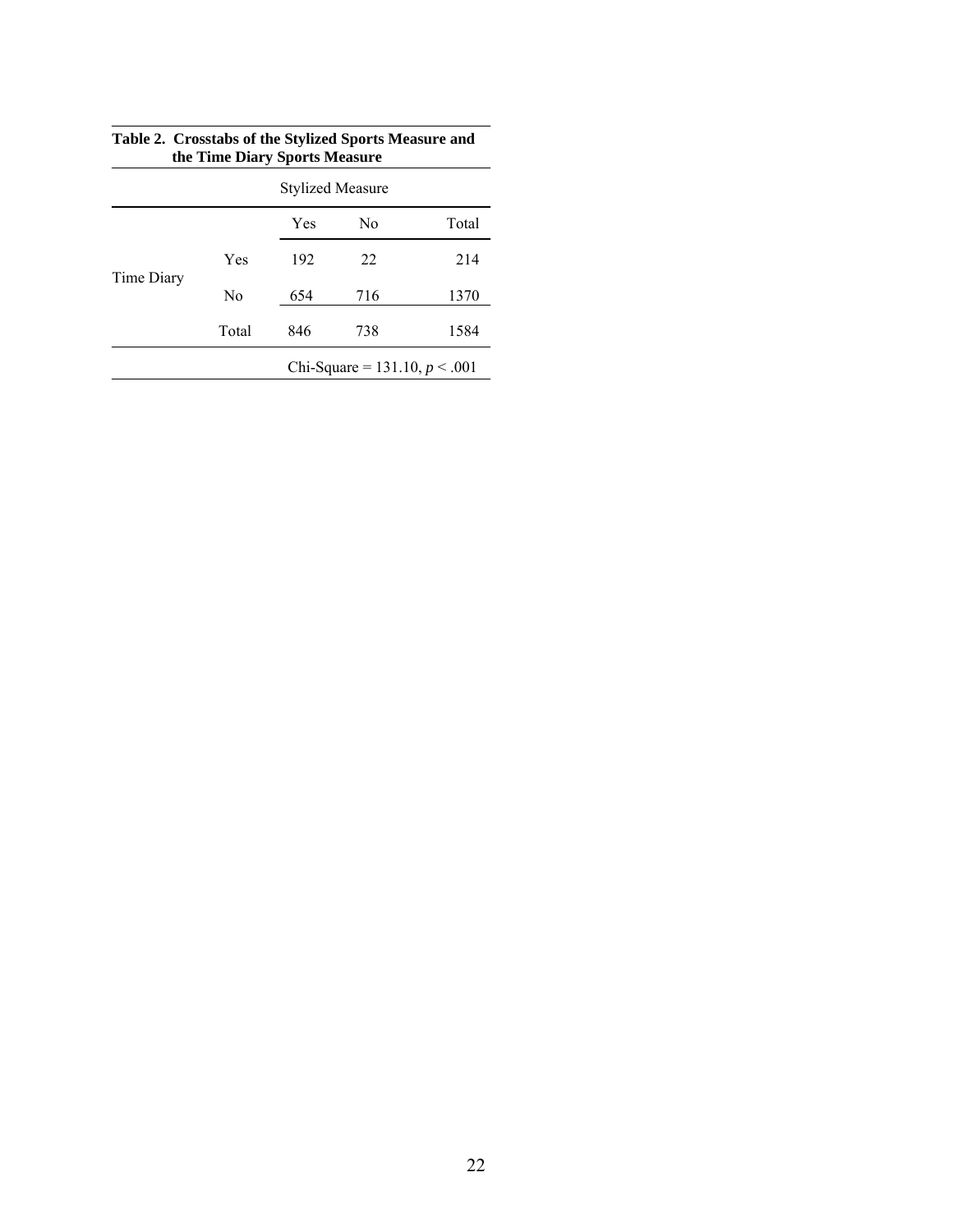**Table 2. Crosstabs of the Stylized Sports Measure and the Time Diary Sports Measure**

| | | Stylized Measure | | |
|---|---|---|---|---|
| | | Yes | No | Total |
| Time Diary | Yes | 192 | 22 | 214 |
| | No | 654 | 716 | 1370 |
| | Total | 846 | 738 | 1584 |

Chi-Square = 131.10, $p < .001$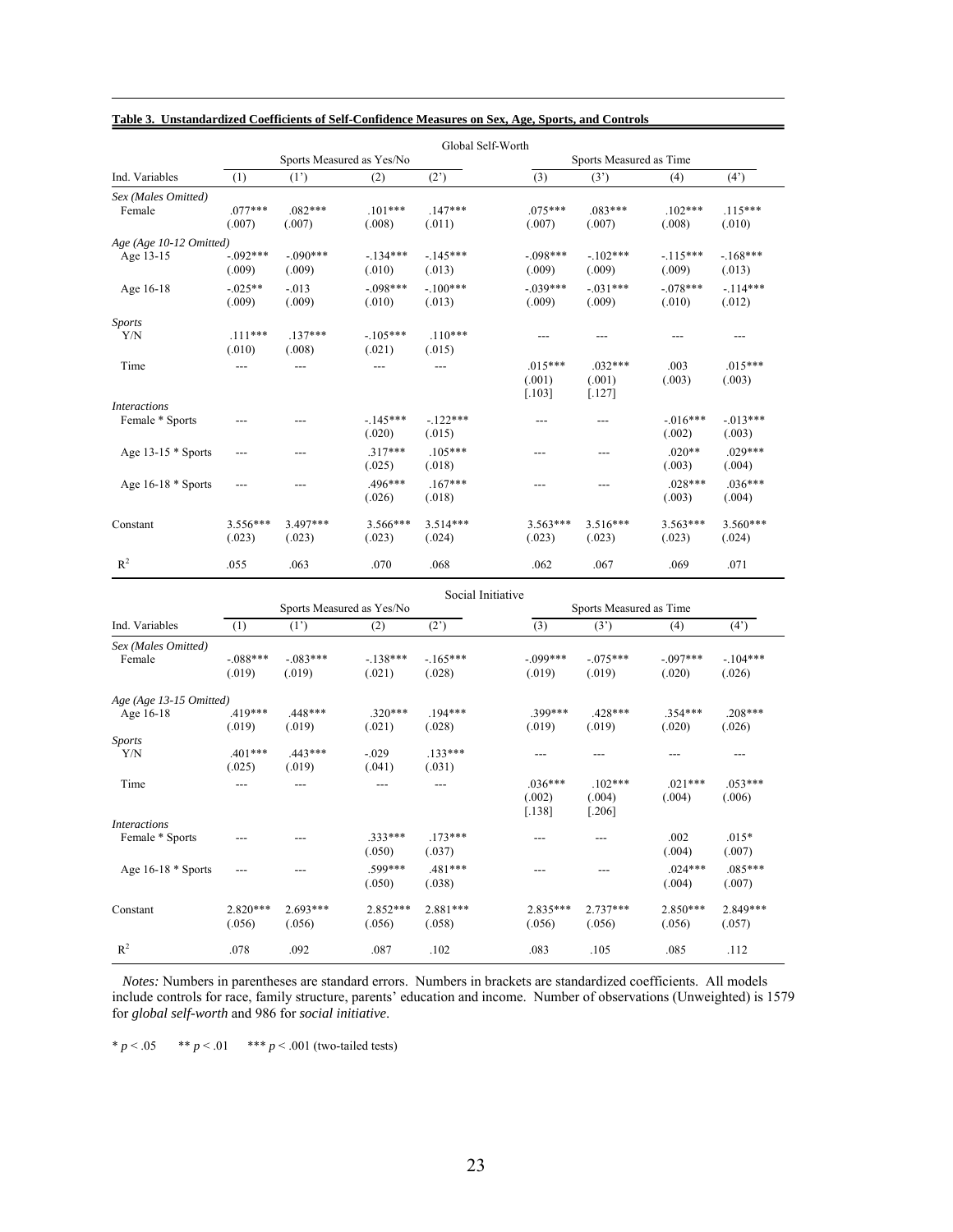**Table 3. Unstandardized Coefficients of Self-Confidence Measures on Sex, Age, Sports, and Controls**

| | Global Self-Worth | | | | | | | |
|---|---|---|---|---|---|---|---|---|
| | Sports Measured as Yes/No | | | | Sports Measured as Time | | | |
| Ind. Variables | (1) | (1') | (2) | (2') | (3) | (3') | (4) | (4') |
| *Sex (Males Omitted)* | | | | | | | | |
| Female | .077*** (.007) | .082*** (.007) | .101*** (.008) | .147*** (.011) | .075*** (.007) | .083*** (.007) | .102*** (.008) | .115*** (.010) |
| *Age (Age 10-12 Omitted)* | | | | | | | | |
| Age 13-15 | -.092*** (.009) | -.090*** (.009) | -.134*** (.010) | -.145*** (.013) | -.098*** (.009) | -.102*** (.009) | -.115*** (.009) | -.168*** (.013) |
| Age 16-18 | -.025** (.009) | -.013 (.009) | -.098*** (.010) | -.100*** (.013) | -.039*** (.009) | -.031*** (.009) | -.078*** (.010) | -.114*** (.012) |
| *Sports* | | | | | | | | |
| Y/N | .111*** (.010) | .137*** (.008) | -.105*** (.021) | .110*** (.015) | --- | --- | --- | --- |
| Time | --- | --- | --- | --- | .015*** (.001) [.103] | .032*** (.001) [.127] | .003 (.003) | .015*** (.003) |
| *Interactions* | | | | | | | | |
| Female * Sports | --- | --- | -.145*** (.020) | -.122*** (.015) | --- | --- | -.016*** (.002) | -.013*** (.003) |
| Age 13-15 * Sports | --- | --- | .317*** (.025) | .105*** (.018) | --- | --- | .020** (.003) | .029*** (.004) |
| Age 16-18 * Sports | --- | --- | .496*** (.026) | .167*** (.018) | --- | --- | .028*** (.003) | .036*** (.004) |
| Constant | 3.556*** (.023) | 3.497*** (.023) | 3.566*** (.023) | 3.514*** (.024) | 3.563*** (.023) | 3.516*** (.023) | 3.563*** (.023) | 3.560*** (.024) |
| $R^2$ | .055 | .063 | .070 | .068 | .062 | .067 | .069 | .071 |

| | Social Initiative | | | | | | | |
|---|---|---|---|---|---|---|---|---|
| | Sports Measured as Yes/No | | | | Sports Measured as Time | | | |
| Ind. Variables | (1) | (1') | (2) | (2') | (3) | (3') | (4) | (4') |
| *Sex (Males Omitted)* | | | | | | | | |
| Female | -.088*** (.019) | -.083*** (.019) | -.138*** (.021) | -.165*** (.028) | -.099*** (.019) | -.075*** (.019) | -.097*** (.020) | -.104*** (.026) |
| *Age (Age 13-15 Omitted)* | | | | | | | | |
| Age 16-18 | .419*** (.019) | .448*** (.019) | .320*** (.021) | .194*** (.028) | .399*** (.019) | .428*** (.019) | .354*** (.020) | .208*** (.026) |
| *Sports* | | | | | | | | |
| Y/N | .401*** (.025) | .443*** (.019) | -.029 (.041) | .133*** (.031) | --- | --- | --- | --- |
| Time | --- | --- | --- | --- | .036*** (.002) [.138] | .102*** (.004) [.206] | .021*** (.004) | .053*** (.006) |
| *Interactions* | | | | | | | | |
| Female * Sports | --- | --- | .333*** (.050) | .173*** (.037) | --- | --- | .002 (.004) | .015* (.007) |
| Age 16-18 * Sports | --- | --- | .599*** (.050) | .481*** (.038) | --- | --- | .024*** (.004) | .085*** (.007) |
| Constant | 2.820*** (.056) | 2.693*** (.056) | 2.852*** (.056) | 2.881*** (.058) | 2.835*** (.056) | 2.737*** (.056) | 2.850*** (.056) | 2.849*** (.057) |
| $R^2$ | .078 | .092 | .087 | .102 | .083 | .105 | .085 | .112 |

*Notes:* Numbers in parentheses are standard errors. Numbers in brackets are standardized coefficients. All models include controls for race, family structure, parents' education and income. Number of observations (Unweighted) is 1579 for *global self-worth* and 986 for *social initiative*.

* $p < .05$ ** $p < .01$ *** $p < .001$ (two-tailed tests)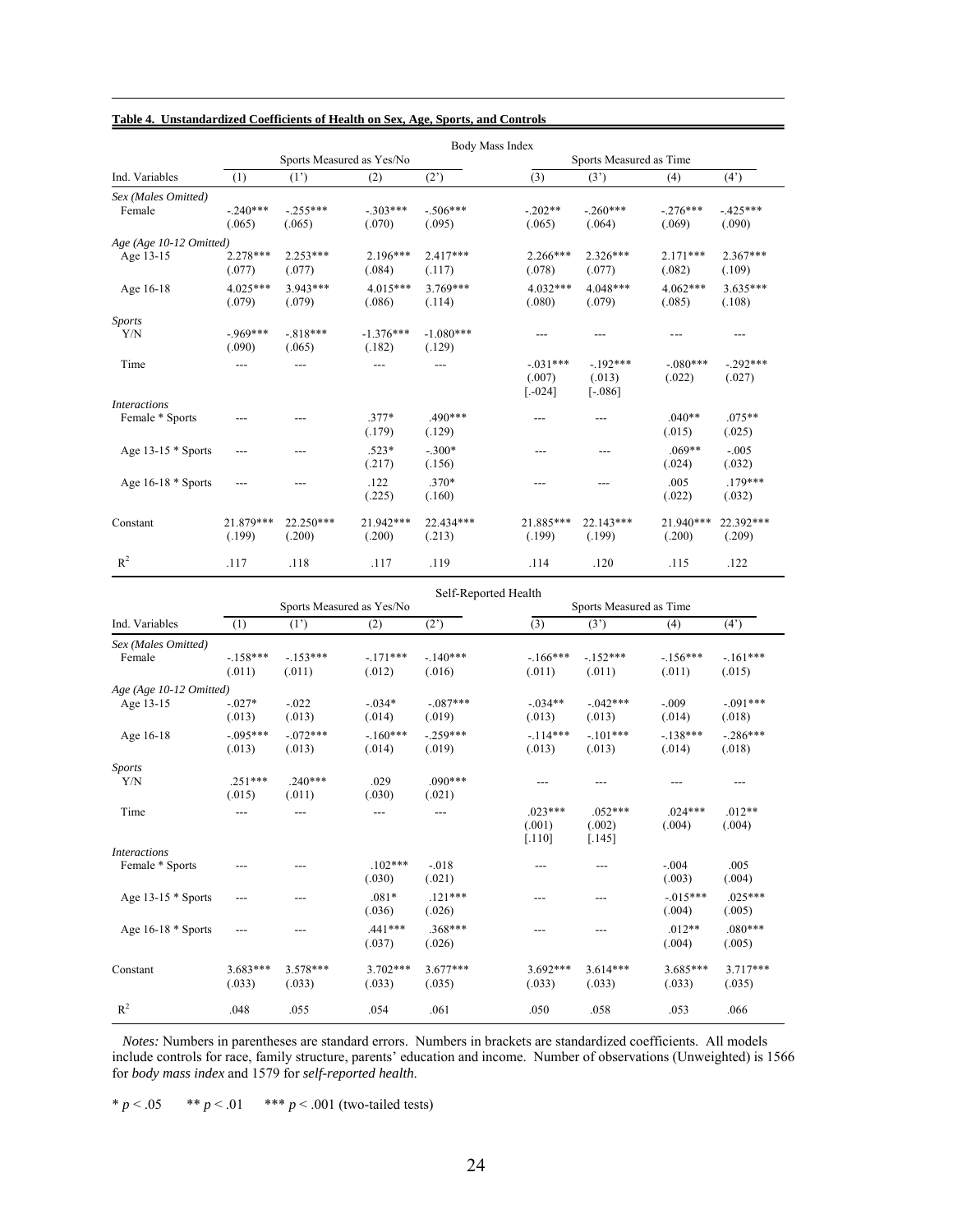**Table 4. Unstandardized Coefficients of Health on Sex, Age, Sports, and Controls**

| | Body Mass Index | | | | | | | |
|---|---|---|---|---|---|---|---|---|
| | Sports Measured as Yes/No | | | | Sports Measured as Time | | | |
| Ind. Variables | (1) | (1') | (2) | (2') | (3) | (3') | (4) | (4') |
| *Sex (Males Omitted)* | | | | | | | | |
| Female | -.240*** (.065) | -.255*** (.065) | -.303*** (.070) | -.506*** (.095) | -.202** (.065) | -.260*** (.064) | -.276*** (.069) | -.425*** (.090) |
| *Age (Age 10-12 Omitted)* | | | | | | | | |
| Age 13-15 | 2.278*** (.077) | 2.253*** (.077) | 2.196*** (.084) | 2.417*** (.117) | 2.266*** (.078) | 2.326*** (.077) | 2.171*** (.082) | 2.367*** (.109) |
| Age 16-18 | 4.025*** (.079) | 3.943*** (.079) | 4.015*** (.086) | 3.769*** (.114) | 4.032*** (.080) | 4.048*** (.079) | 4.062*** (.085) | 3.635*** (.108) |
| *Sports* | | | | | | | | |
| Y/N | -.969*** (.090) | -.818*** (.065) | -1.376*** (.182) | -1.080*** (.129) | --- | --- | --- | --- |
| Time | --- | --- | --- | --- | -.031*** (.007) [-.024] | -.192*** (.013) [-.086] | -.080*** (.022) | -.292*** (.027) |
| *Interactions* | | | | | | | | |
| Female * Sports | --- | --- | .377* (.179) | .490*** (.129) | --- | --- | .040** (.015) | .075** (.025) |
| Age 13-15 * Sports | --- | --- | .523* (.217) | -.300* (.156) | --- | --- | .069** (.024) | -.005 (.032) |
| Age 16-18 * Sports | --- | --- | .122 (.225) | .370* (.160) | --- | --- | .005 (.022) | .179*** (.032) |
| Constant | 21.879*** (.199) | 22.250*** (.200) | 21.942*** (.200) | 22.434*** (.213) | 21.885*** (.199) | 22.143*** (.199) | 21.940*** (.200) | 22.392*** (.209) |
| $R^2$ | .117 | .118 | .117 | .119 | .114 | .120 | .115 | .122 |

| | Self-Reported Health | | | | | | | |
|---|---|---|---|---|---|---|---|---|
| | Sports Measured as Yes/No | | | | Sports Measured as Time | | | |
| Ind. Variables | (1) | (1') | (2) | (2') | (3) | (3') | (4) | (4') |
| *Sex (Males Omitted)* | | | | | | | | |
| Female | -.158*** (.011) | -.153*** (.011) | -.171*** (.012) | -.140*** (.016) | -.166*** (.011) | -.152*** (.011) | -.156*** (.011) | -.161*** (.015) |
| *Age (Age 10-12 Omitted)* | | | | | | | | |
| Age 13-15 | -.027* (.013) | -.022 (.013) | -.034* (.014) | -.087*** (.019) | -.034** (.013) | -.042*** (.013) | -.009 (.014) | -.091*** (.018) |
| Age 16-18 | -.095*** (.013) | -.072*** (.013) | -.160*** (.014) | -.259*** (.019) | -.114*** (.013) | -.101*** (.013) | -.138*** (.014) | -.286*** (.018) |
| *Sports* | | | | | | | | |
| Y/N | .251*** (.015) | .240*** (.011) | .029 (.030) | .090*** (.021) | --- | --- | --- | --- |
| Time | --- | --- | --- | --- | .023*** (.001) [.110] | .052*** (.002) [.145] | .024*** (.004) | .012** (.004) |
| *Interactions* | | | | | | | | |
| Female * Sports | --- | --- | .102*** (.030) | -.018 (.021) | --- | --- | -.004 (.003) | .005 (.004) |
| Age 13-15 * Sports | --- | --- | .081* (.036) | .121*** (.026) | --- | --- | -.015*** (.004) | .025*** (.005) |
| Age 16-18 * Sports | --- | --- | .441*** (.037) | .368*** (.026) | --- | --- | .012** (.004) | .080*** (.005) |
| Constant | 3.683*** (.033) | 3.578*** (.033) | 3.702*** (.033) | 3.677*** (.035) | 3.692*** (.033) | 3.614*** (.033) | 3.685*** (.033) | 3.717*** (.035) |
| $R^2$ | .048 | .055 | .054 | .061 | .050 | .058 | .053 | .066 |

*Notes:* Numbers in parentheses are standard errors. Numbers in brackets are standardized coefficients. All models include controls for race, family structure, parents' education and income. Number of observations (Unweighted) is 1566 for *body mass index* and 1579 for *self-reported health*.

\* $p < .05$ &nbsp;&nbsp; ** $p < .01$ &nbsp;&nbsp; *** $p < .001$ (two-tailed tests)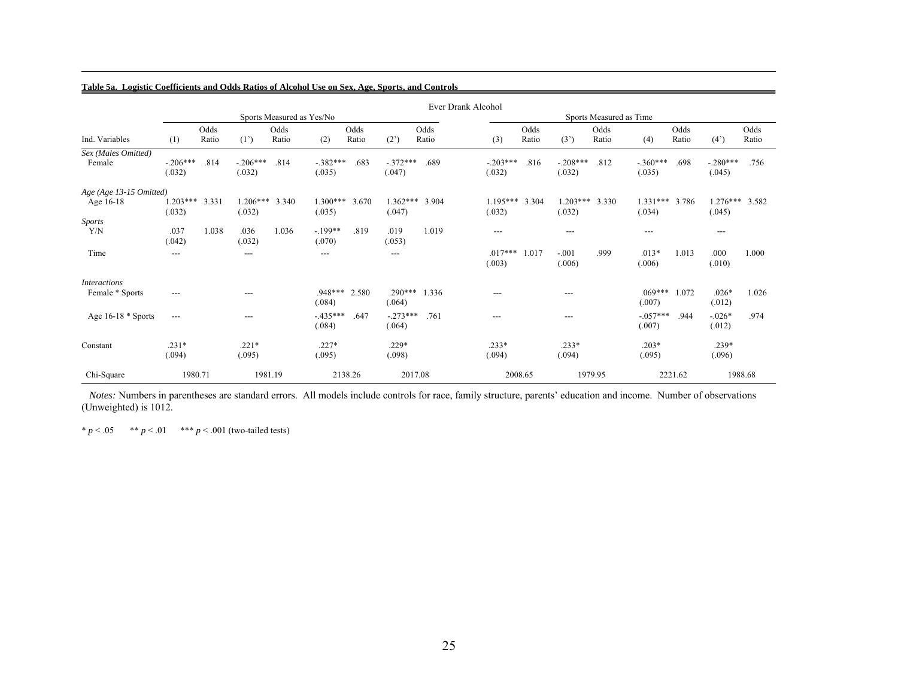**Table 5a. Logistic Coefficients and Odds Ratios of Alcohol Use on Sex, Age, Sports, and Controls**

| | Ever Drank Alcohol | | | | | | | | | | | | | | | |
|---|---|---|---|---|---|---|---|---|---|---|---|---|---|---|---|---|
| | Sports Measured as Yes/No | | | | | | | | Sports Measured as Time | | | | | | | |
| Ind. Variables | (1) | Odds Ratio | (1') | Odds Ratio | (2) | Odds Ratio | (2') | Odds Ratio | (3) | Odds Ratio | (3') | Odds Ratio | (4) | Odds Ratio | (4') | Odds Ratio |
| *Sex (Males Omitted)* | | | | | | | | | | | | | | | | |
| Female | -.206*** (.032) | .814 | -.206*** (.032) | .814 | -.382*** (.035) | .683 | -.372*** (.047) | .689 | -.203*** (.032) | .816 | -.208*** (.032) | .812 | -.360*** (.035) | .698 | -.280*** (.045) | .756 |
| *Age (Age 13-15 Omitted)* | | | | | | | | | | | | | | | | |
| Age 16-18 | 1.203*** (.032) | 3.331 | 1.206*** (.032) | 3.340 | 1.300*** (.035) | 3.670 | 1.362*** (.047) | 3.904 | 1.195*** (.032) | 3.304 | 1.203*** (.032) | 3.330 | 1.331*** (.034) | 3.786 | 1.276*** (.045) | 3.582 |
| *Sports* | | | | | | | | | | | | | | | | |
| Y/N | .037 (.042) | 1.038 | .036 (.032) | 1.036 | -.199** (.070) | .819 | .019 (.053) | 1.019 | --- | | --- | | --- | | --- | |
| Time | --- | | --- | | --- | | --- | | .017*** (.003) | 1.017 | -.001 (.006) | .999 | .013* (.006) | 1.013 | .000 (.010) | 1.000 |
| *Interactions* | | | | | | | | | | | | | | | | |
| Female * Sports | --- | | --- | | .948*** (.084) | 2.580 | .290*** (.064) | 1.336 | --- | | --- | | .069*** (.007) | 1.072 | .026* (.012) | 1.026 |
| Age 16-18 * Sports | --- | | --- | | -.435*** (.084) | .647 | -.273*** (.064) | .761 | --- | | --- | | -.057*** (.007) | .944 | -.026* (.012) | .974 |
| Constant | .231* (.094) | | .221* (.095) | | .227* (.095) | | .229* (.098) | | .233* (.094) | | .233* (.094) | | .203* (.095) | | .239* (.096) | |
| Chi-Square | 1980.71 | | 1981.19 | | 2138.26 | | 2017.08 | | 2008.65 | | 1979.95 | | 2221.62 | | 1988.68 | |

*Notes:* Numbers in parentheses are standard errors. All models include controls for race, family structure, parents' education and income. Number of observations (Unweighted) is 1012.

\* $p < .05$ \*\* $p < .01$ \*\*\* $p < .001$ (two-tailed tests)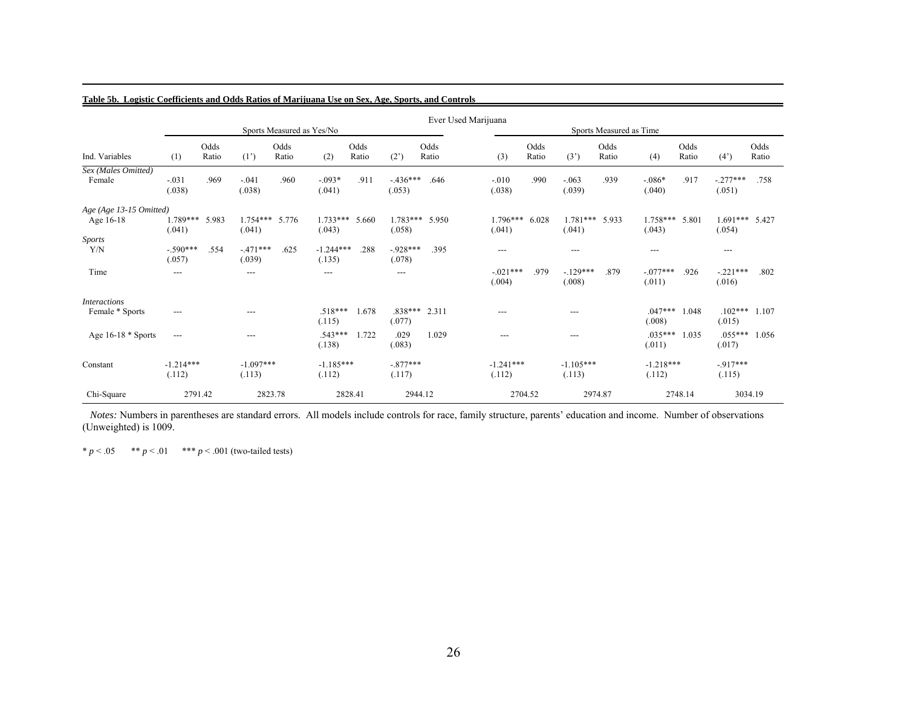**Table 5b. Logistic Coefficients and Odds Ratios of Marijuana Use on Sex, Age, Sports, and Controls**

| | Ever Used Marijuana | | | | | | | | | | | | | | | |
|---|---|---|---|---|---|---|---|---|---|---|---|---|---|---|---|---|
| | Sports Measured as Yes/No | | | | | | | | Sports Measured as Time | | | | | | | |
| Ind. Variables | (1) | Odds Ratio | (1') | Odds Ratio | (2) | Odds Ratio | (2') | Odds Ratio | (3) | Odds Ratio | (3') | Odds Ratio | (4) | Odds Ratio | (4') | Odds Ratio |
| *Sex (Males Omitted)* | | | | | | | | | | | | | | | | |
| Female | -.031 (.038) | .969 | -.041 (.038) | .960 | -.093* (.041) | .911 | -.436*** (.053) | .646 | -.010 (.038) | .990 | -.063 (.039) | .939 | -.086* (.040) | .917 | -.277*** (.051) | .758 |
| *Age (Age 13-15 Omitted)* | | | | | | | | | | | | | | | | |
| Age 16-18 | 1.789*** (.041) | 5.983 | 1.754*** (.041) | 5.776 | 1.733*** (.043) | 5.660 | 1.783*** (.058) | 5.950 | 1.796*** (.041) | 6.028 | 1.781*** (.041) | 5.933 | 1.758*** (.043) | 5.801 | 1.691*** (.054) | 5.427 |
| *Sports* | | | | | | | | | | | | | | | | |
| Y/N | -.590*** (.057) | .554 | -.471*** (.039) | .625 | -1.244*** (.135) | .288 | -.928*** (.078) | .395 | --- | | --- | | --- | | --- | |
| Time | --- | | --- | | --- | | --- | | -.021*** (.004) | .979 | -.129*** (.008) | .879 | -.077*** (.011) | .926 | -.221*** (.016) | .802 |
| *Interactions* | | | | | | | | | | | | | | | | |
| Female * Sports | --- | | --- | | .518*** (.115) | 1.678 | .838*** (.077) | 2.311 | --- | | --- | | .047*** (.008) | 1.048 | .102*** (.015) | 1.107 |
| Age 16-18 * Sports | --- | | --- | | .543*** (.138) | 1.722 | .029 (.083) | 1.029 | --- | | --- | | .035*** (.011) | 1.035 | .055*** (.017) | 1.056 |
| Constant | -1.214*** (.112) | | -1.097*** (.113) | | -1.185*** (.112) | | -.877*** (.117) | | -1.241*** (.112) | | -1.105*** (.113) | | -1.218*** (.112) | | -.917*** (.115) | |
| Chi-Square | 2791.42 | | 2823.78 | | 2828.41 | | 2944.12 | | 2704.52 | | 2974.87 | | 2748.14 | | 3034.19 | |

*Notes:* Numbers in parentheses are standard errors. All models include controls for race, family structure, parents' education and income. Number of observations (Unweighted) is 1009.

\* $p < .05$ \*\* $p < .01$ \*\*\* $p < .001$ (two-tailed tests)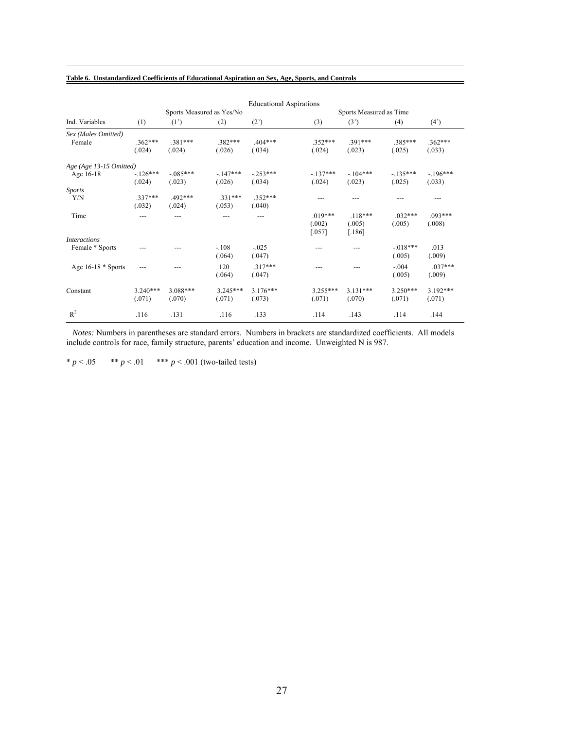**Table 6. Unstandardized Coefficients of Educational Aspiration on Sex, Age, Sports, and Controls**

| | Educational Aspirations | | | | | | | |
|---|---|---|---|---|---|---|---|---|
| | Sports Measured as Yes/No | | | | Sports Measured as Time | | | |
| Ind. Variables | (1) | (1') | (2) | (2') | (3) | (3') | (4) | (4') |
| *Sex (Males Omitted)* | | | | | | | | |
| Female | .362*** (.024) | .381*** (.024) | .382*** (.026) | .404*** (.034) | .352*** (.024) | .391*** (.023) | .385*** (.025) | .362*** (.033) |
| *Age (Age 13-15 Omitted)* | | | | | | | | |
| Age 16-18 | -.126*** (.024) | -.085*** (.023) | -.147*** (.026) | -.253*** (.034) | -.137*** (.024) | -.104*** (.023) | -.135*** (.025) | -.196*** (.033) |
| *Sports* | | | | | | | | |
| Y/N | .337*** (.032) | .492*** (.024) | .331*** (.053) | .352*** (.040) | --- | --- | --- | --- |
| Time | --- | --- | --- | --- | .019*** (.002) [.057] | .118*** (.005) [.186] | .032*** (.005) | .093*** (.008) |
| *Interactions* | | | | | | | | |
| Female * Sports | --- | --- | -.108 (.064) | -.025 (.047) | --- | --- | -.018*** (.005) | .013 (.009) |
| Age 16-18 * Sports | --- | --- | .120 (.064) | .317*** (.047) | --- | --- | -.004 (.005) | .037*** (.009) |
| Constant | 3.240*** (.071) | 3.088*** (.070) | 3.245*** (.071) | 3.176*** (.073) | 3.255*** (.071) | 3.131*** (.070) | 3.250*** (.071) | 3.192*** (.071) |
| $R^2$ | .116 | .131 | .116 | .133 | .114 | .143 | .114 | .144 |

*Notes:* Numbers in parentheses are standard errors. Numbers in brackets are standardized coefficients. All models include controls for race, family structure, parents' education and income. Unweighted N is 987.

\* $p < .05$ &nbsp;&nbsp;&nbsp; ** $p < .01$ &nbsp;&nbsp;&nbsp; *** $p < .001$ (two-tailed tests)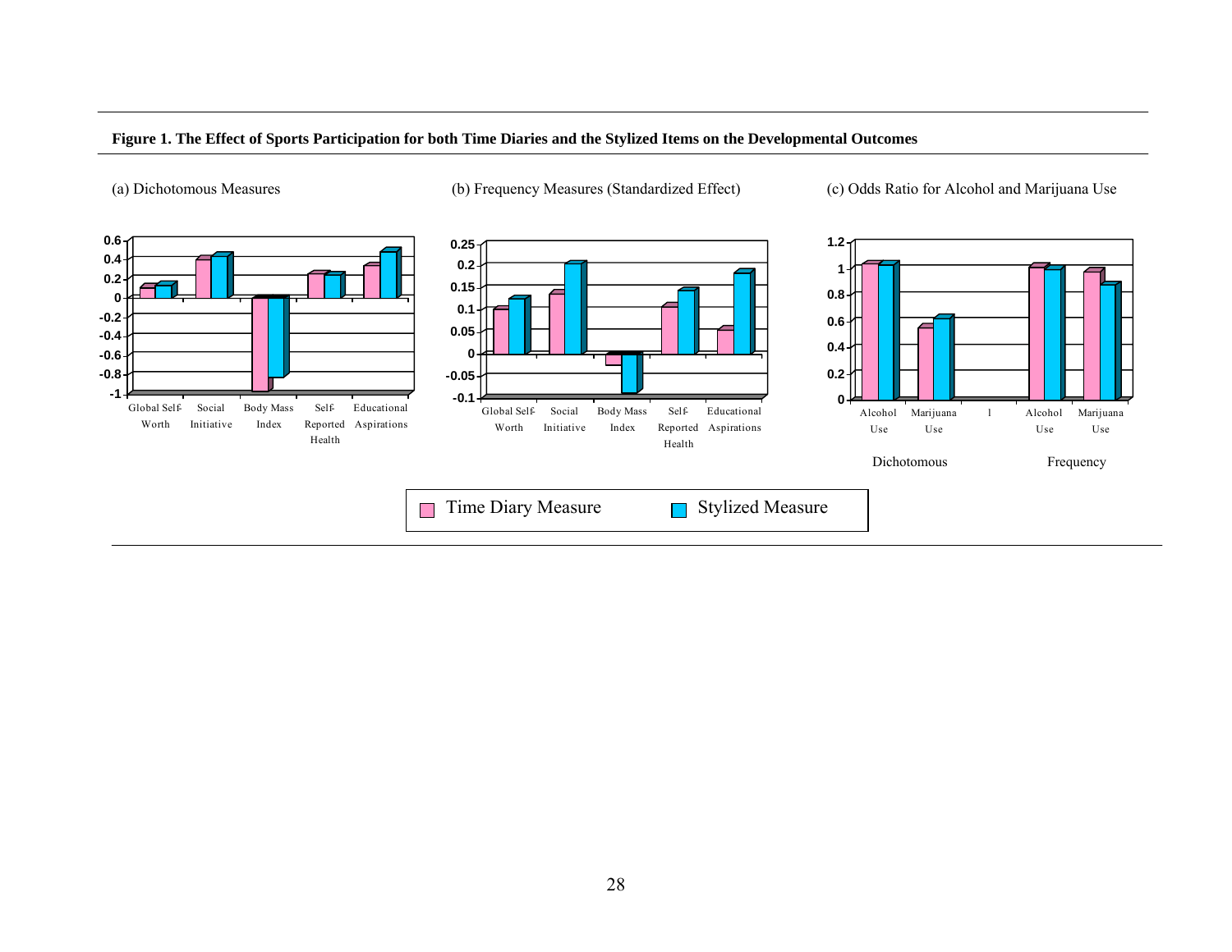**Figure 1. The Effect of Sports Participation for both Time Diaries and the Stylized Items on the Developmental Outcomes**

(a) Dichotomous Measures

(b) Frequency Measures (Standardized Effect)

(c) Odds Ratio for Alcohol and Marijuana Use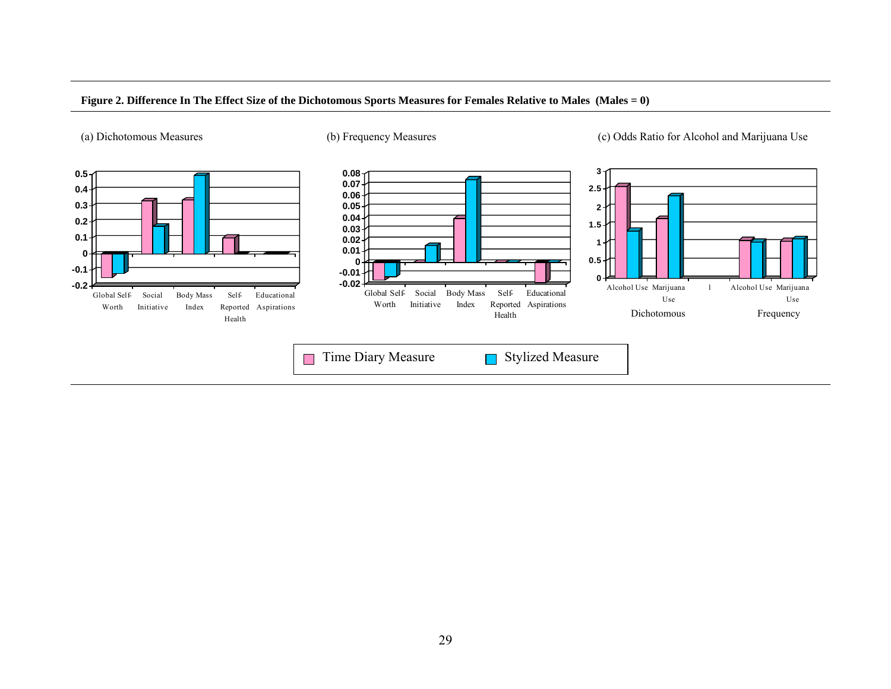**Figure 2. Difference In The Effect Size of the Dichotomous Sports Measures for Females Relative to Males (Males = 0)**

(a) Dichotomous Measures

(b) Frequency Measures

(c) Odds Ratio for Alcohol and Marijuana Use

Time Diary Measure    Stylized Measure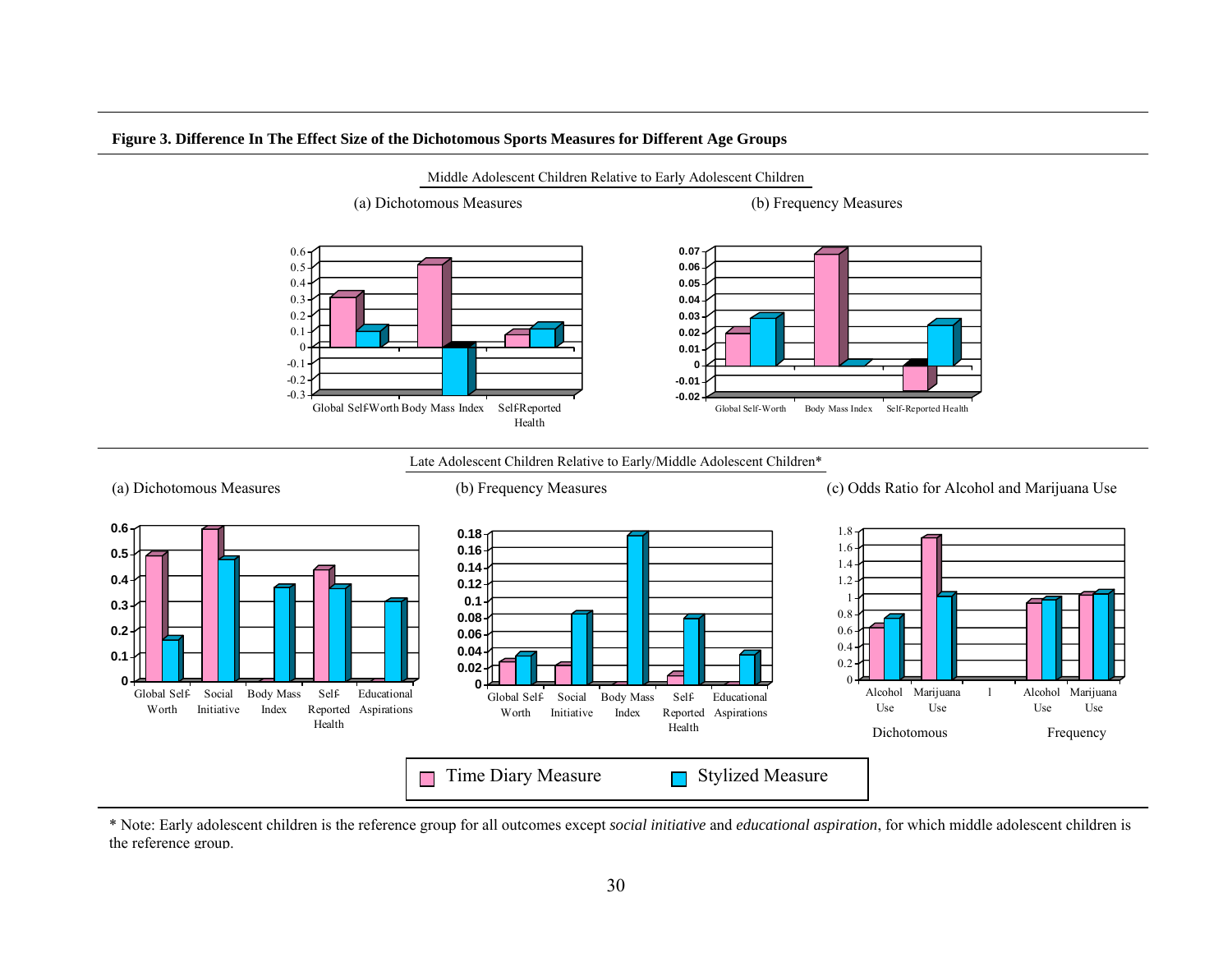**Figure 3. Difference In The Effect Size of the Dichotomous Sports Measures for Different Age Groups**

Middle Adolescent Children Relative to Early Adolescent Children

(a) Dichotomous Measures

0.6
0.5
0.4
0.3
0.2
0.1
0
-0.1
-0.2
-0.3

Global Self-Worth
Body Mass Index
Self-Reported Health

(b) Frequency Measures

0.07
0.06
0.05
0.04
0.03
0.02
0.01
0
-0.01
-0.02

Global Self-Worth
Body Mass Index
Self-Reported Health

Late Adolescent Children Relative to Early/Middle Adolescent Children*

(a) Dichotomous Measures

0.6
0.5
0.4
0.3
0.2
0.1
0

Global Self-Worth
Social Initiative
Body Mass Index
Self-Reported Health
Educational Aspirations

(b) Frequency Measures

0.18
0.16
0.14
0.12
0.1
0.08
0.06
0.04
0.02
0

Global Self-Worth
Social Initiative
Body Mass Index
Self-Reported Health
Educational Aspirations

(c) Odds Ratio for Alcohol and Marijuana Use

1.8
1.6
1.4
1.2
1
0.8
0.6
0.4
0.2
0

Alcohol Use
Marijuana Use
1
Alcohol Use
Marijuana Use

Dichotomous
Frequency

Time Diary Measure
Stylized Measure

\* Note: Early adolescent children is the reference group for all outcomes except *social initiative* and *educational aspiration*, for which middle adolescent children is the reference group.